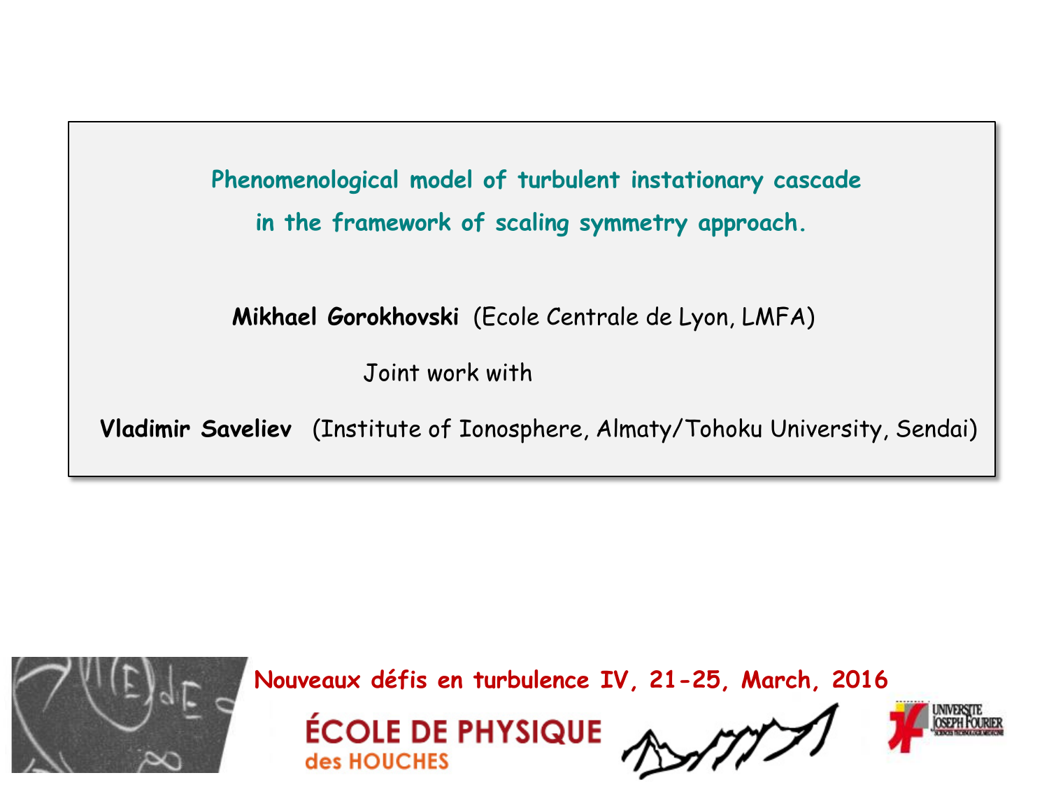# Phenomenological model of turbulent instationary cascade in the framework of scaling symmetry approach.

**Mikhael Gorokhovski** (Ecole Centrale de Lyon, LMFA)

Joint work with

**Vladimir Saveliev** (Institute of Ionosphere, Almaty/Tohoku University, Sendai)

**Nouveaux défis en turbulence IV, 21-25, March, 2016**

ÉCOLE DE PHYSIQUE des HOUCHES

UNIVERSITE JOSEPH FOURIER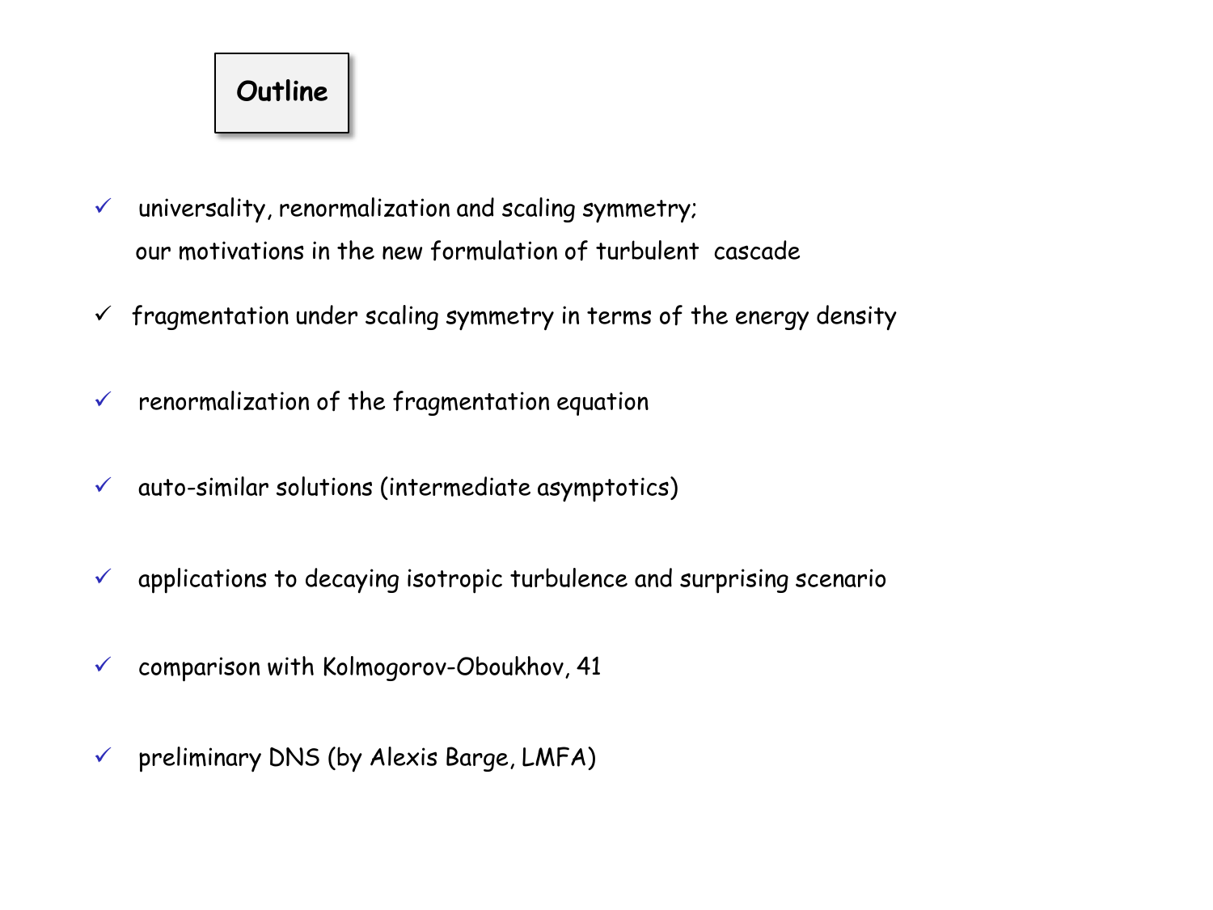# Outline

- ✓ universality, renormalization and scaling symmetry;
  our motivations in the new formulation of turbulent cascade
- ✓ fragmentation under scaling symmetry in terms of the energy density
- ✓ renormalization of the fragmentation equation
- ✓ auto-similar solutions (intermediate asymptotics)
- ✓ applications to decaying isotropic turbulence and surprising scenario
- ✓ comparison with Kolmogorov-Oboukhov, 41
- ✓ preliminary DNS (by Alexis Barge, LMFA)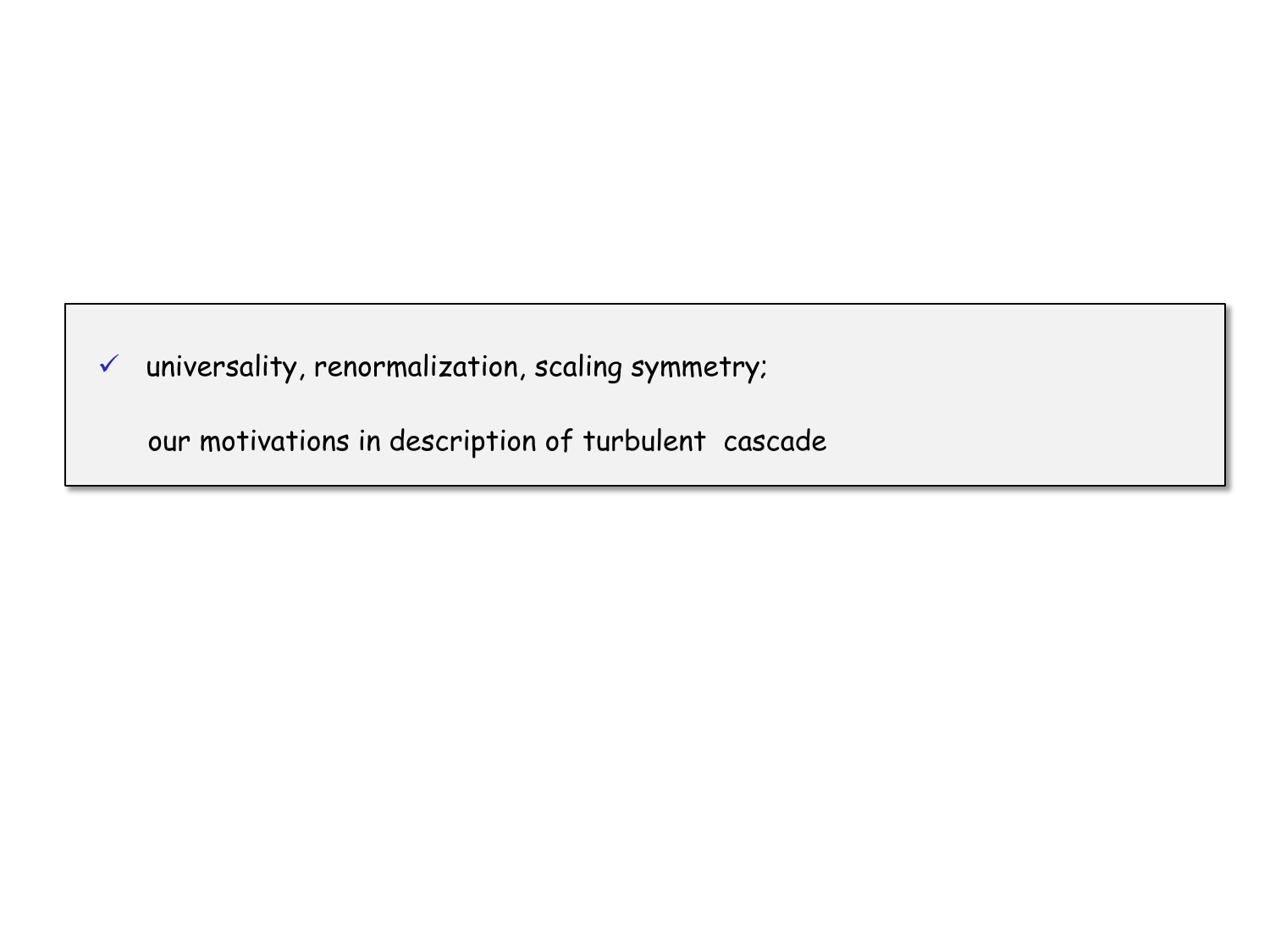- ✓ universality, renormalization, scaling symmetry;

  our motivations in description of turbulent cascade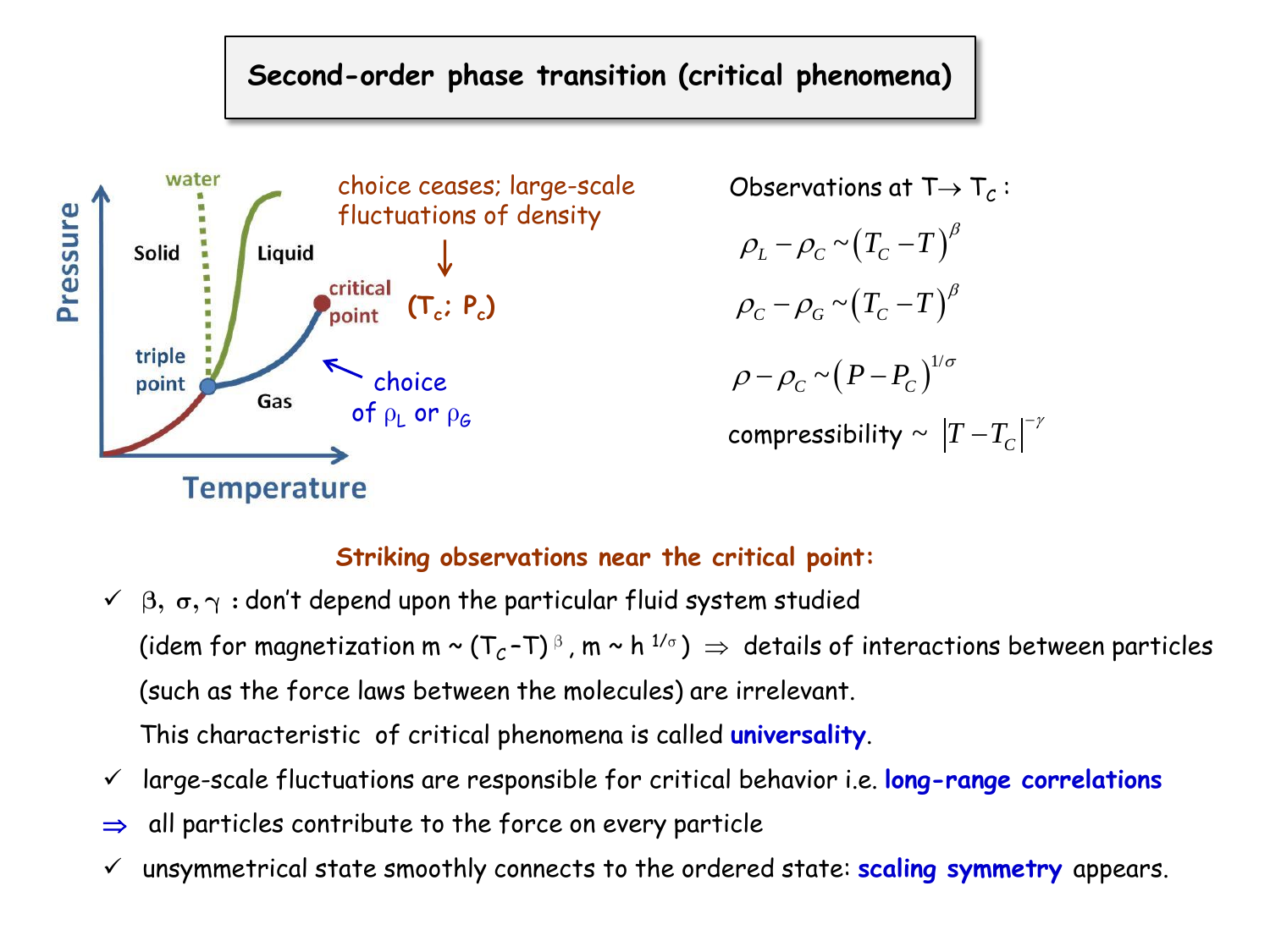# Second-order phase transition (critical phenomena)

Pressure / Temperature diagram labels: water, Solid, Liquid, critical point, triple point, Gas

choice ceases; large-scale fluctuations of density → $(T_c; P_c)$

choice of $\rho_L$ or $\rho_G$

Observations at $T \to T_C$ :

$$\rho_L - \rho_C \sim (T_C - T)^{\beta}$$

$$\rho_C - \rho_G \sim (T_C - T)^{\beta}$$

$$\rho - \rho_C \sim (P - P_C)^{1/\sigma}$$

compressibility ~ $|T - T_C|^{-\gamma}$

**Striking observations near the critical point:**

- ✓ $\beta, \sigma, \gamma$ : don't depend upon the particular fluid system studied (idem for magnetization $m \sim (T_C - T)^{\beta}$, $m \sim h^{1/\sigma}$) $\Rightarrow$ details of interactions between particles (such as the force laws between the molecules) are irrelevant.
  This characteristic of critical phenomena is called **universality**.
- ✓ large-scale fluctuations are responsible for critical behavior i.e. **long-range correlations**
- $\Rightarrow$ all particles contribute to the force on every particle
- ✓ unsymmetrical state smoothly connects to the ordered state: **scaling symmetry** appears.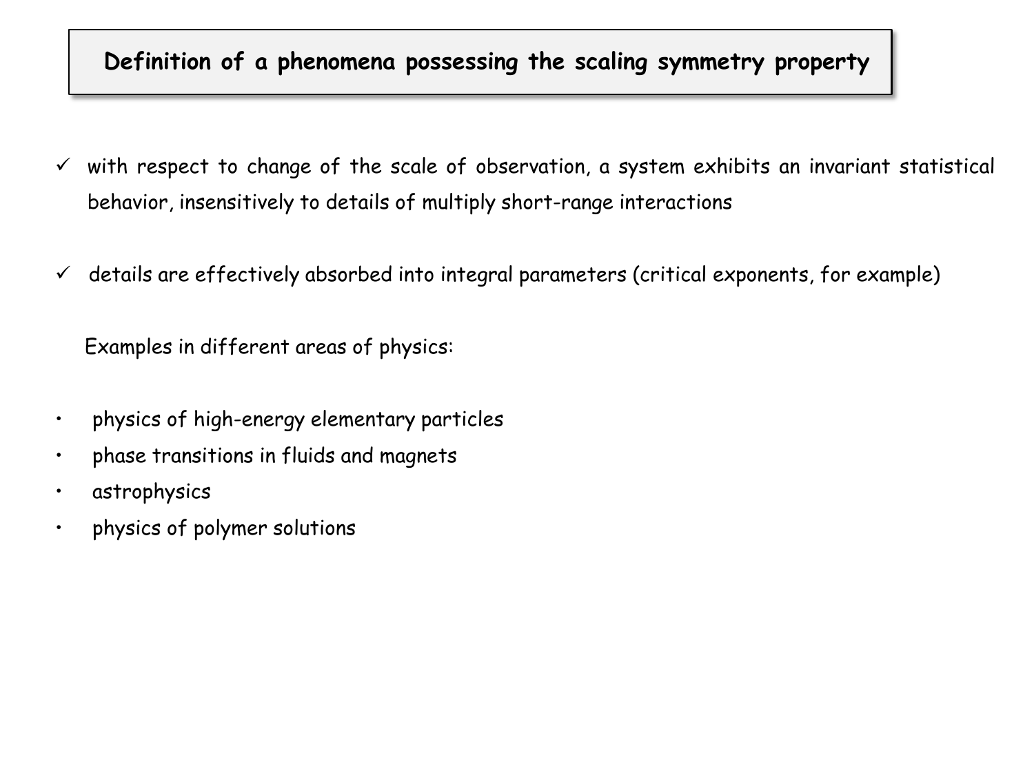## Definition of a phenomena possessing the scaling symmetry property

- ✓ with respect to change of the scale of observation, a system exhibits an invariant statistical behavior, insensitively to details of multiply short-range interactions

- ✓ details are effectively absorbed into integral parameters (critical exponents, for example)

Examples in different areas of physics:

- physics of high-energy elementary particles
- phase transitions in fluids and magnets
- astrophysics
- physics of polymer solutions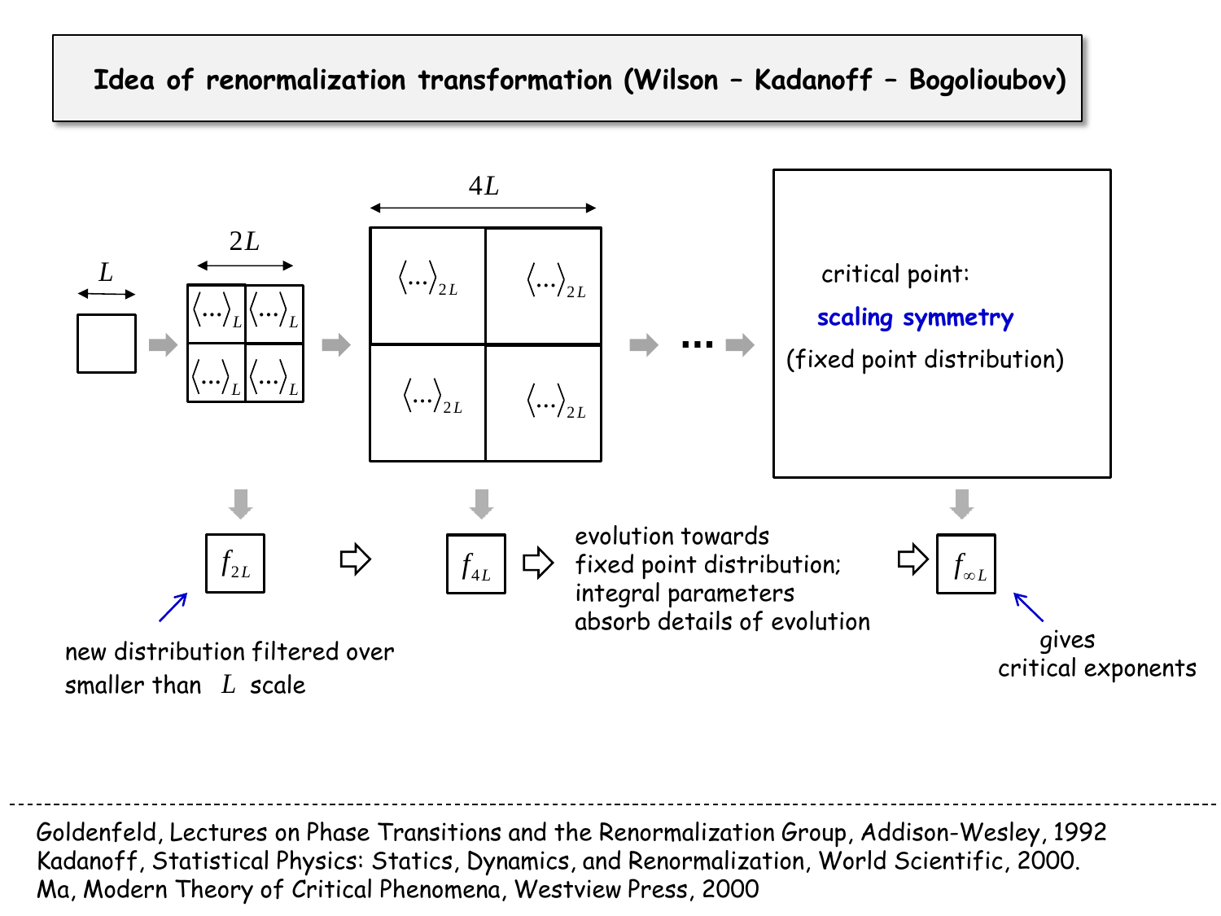# Idea of renormalization transformation (Wilson – Kadanoff – Bogolioubov)

$L$ → $2L$: $\langle\ldots\rangle_L$ $\langle\ldots\rangle_L$ $\langle\ldots\rangle_L$ $\langle\ldots\rangle_L$ → $4L$: $\langle\ldots\rangle_{2L}$ $\langle\ldots\rangle_{2L}$ $\langle\ldots\rangle_{2L}$ $\langle\ldots\rangle_{2L}$ → ... →

critical point:

**scaling symmetry**

(fixed point distribution)

$f_{2L}$ ⇨ $f_{4L}$ ⇨ evolution towards fixed point distribution; integral parameters absorb details of evolution ⇨ $f_{\infty L}$

new distribution filtered over smaller than $L$ scale

gives critical exponents

---

Goldenfeld, Lectures on Phase Transitions and the Renormalization Group, Addison-Wesley, 1992
Kadanoff, Statistical Physics: Statics, Dynamics, and Renormalization, World Scientific, 2000.
Ma, Modern Theory of Critical Phenomena, Westview Press, 2000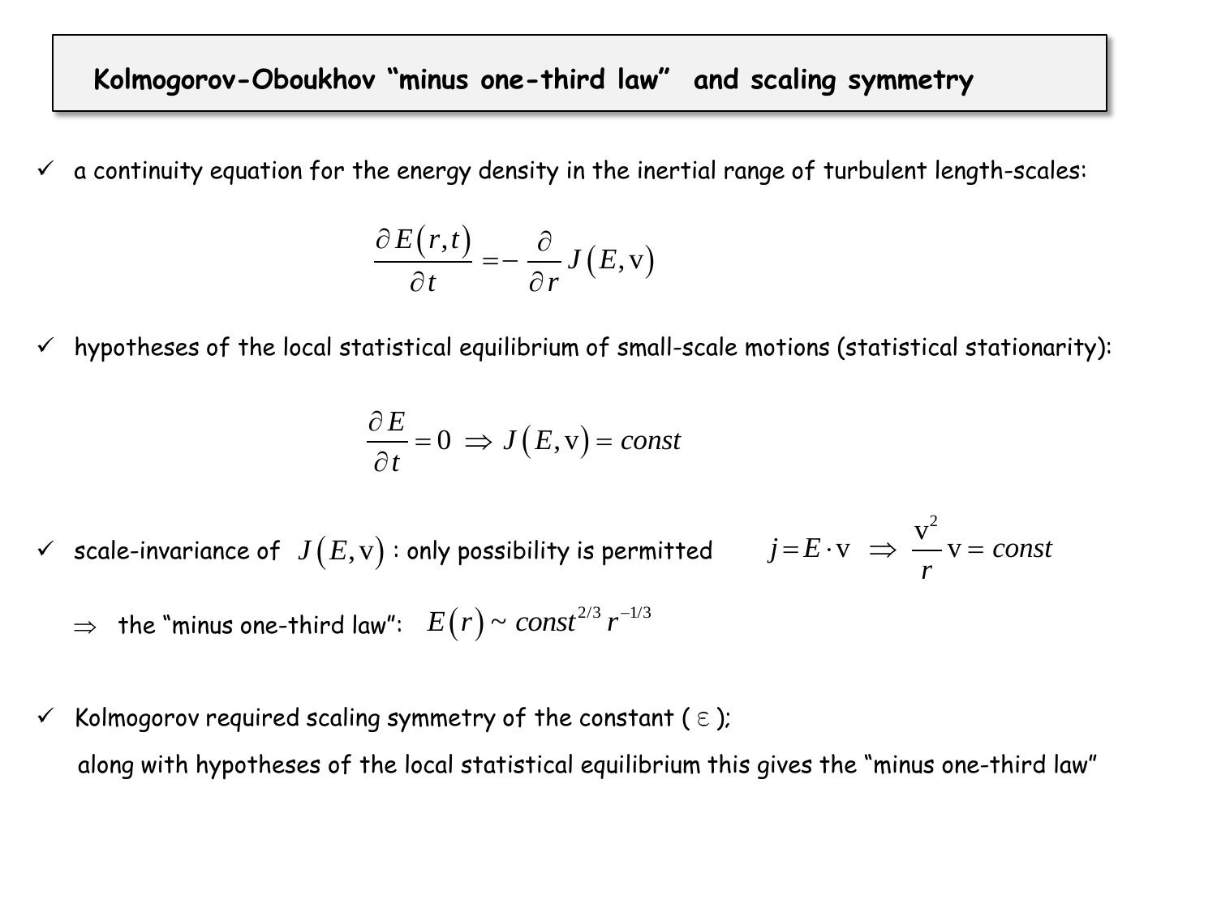## Kolmogorov-Oboukhov "minus one-third law" and scaling symmetry

- ✓ a continuity equation for the energy density in the inertial range of turbulent length-scales:

$$\frac{\partial E(r,t)}{\partial t} = -\frac{\partial}{\partial r} J(E, \mathrm{v})$$

- ✓ hypotheses of the local statistical equilibrium of small-scale motions (statistical stationarity):

$$\frac{\partial E}{\partial t} = 0 \Rightarrow J(E, \mathrm{v}) = const$$

- ✓ scale-invariance of $J(E, \mathrm{v})$ : only possibility is permitted $\quad j = E \cdot \mathrm{v} \Rightarrow \dfrac{\mathrm{v}^2}{r}\mathrm{v} = const$

  $\Rightarrow$ the "minus one-third law": $E(r) \sim const^{2/3}\, r^{-1/3}$

- ✓ Kolmogorov required scaling symmetry of the constant ( $\varepsilon$ );

  along with hypotheses of the local statistical equilibrium this gives the "minus one-third law"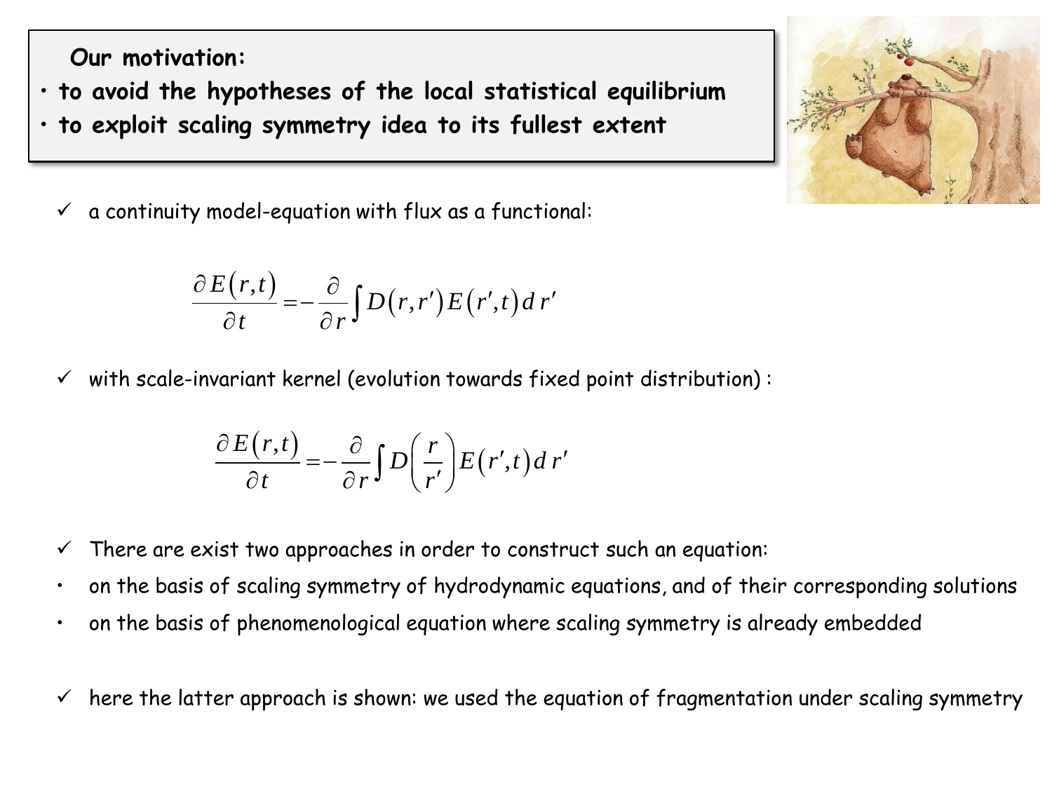**Our motivation:**

- **to avoid the hypotheses of the local statistical equilibrium**
- **to exploit scaling symmetry idea to its fullest extent**

✓ a continuity model-equation with flux as a functional:

$$\frac{\partial E(r,t)}{\partial t} = -\frac{\partial}{\partial r}\int D(r,r')E(r',t)\,dr'$$

✓ with scale-invariant kernel (evolution towards fixed point distribution) :

$$\frac{\partial E(r,t)}{\partial t} = -\frac{\partial}{\partial r}\int D\left(\frac{r}{r'}\right)E(r',t)\,dr'$$

✓ There are exist two approaches in order to construct such an equation:

- on the basis of scaling symmetry of hydrodynamic equations, and of their corresponding solutions
- on the basis of phenomenological equation where scaling symmetry is already embedded

✓ here the latter approach is shown: we used the equation of fragmentation under scaling symmetry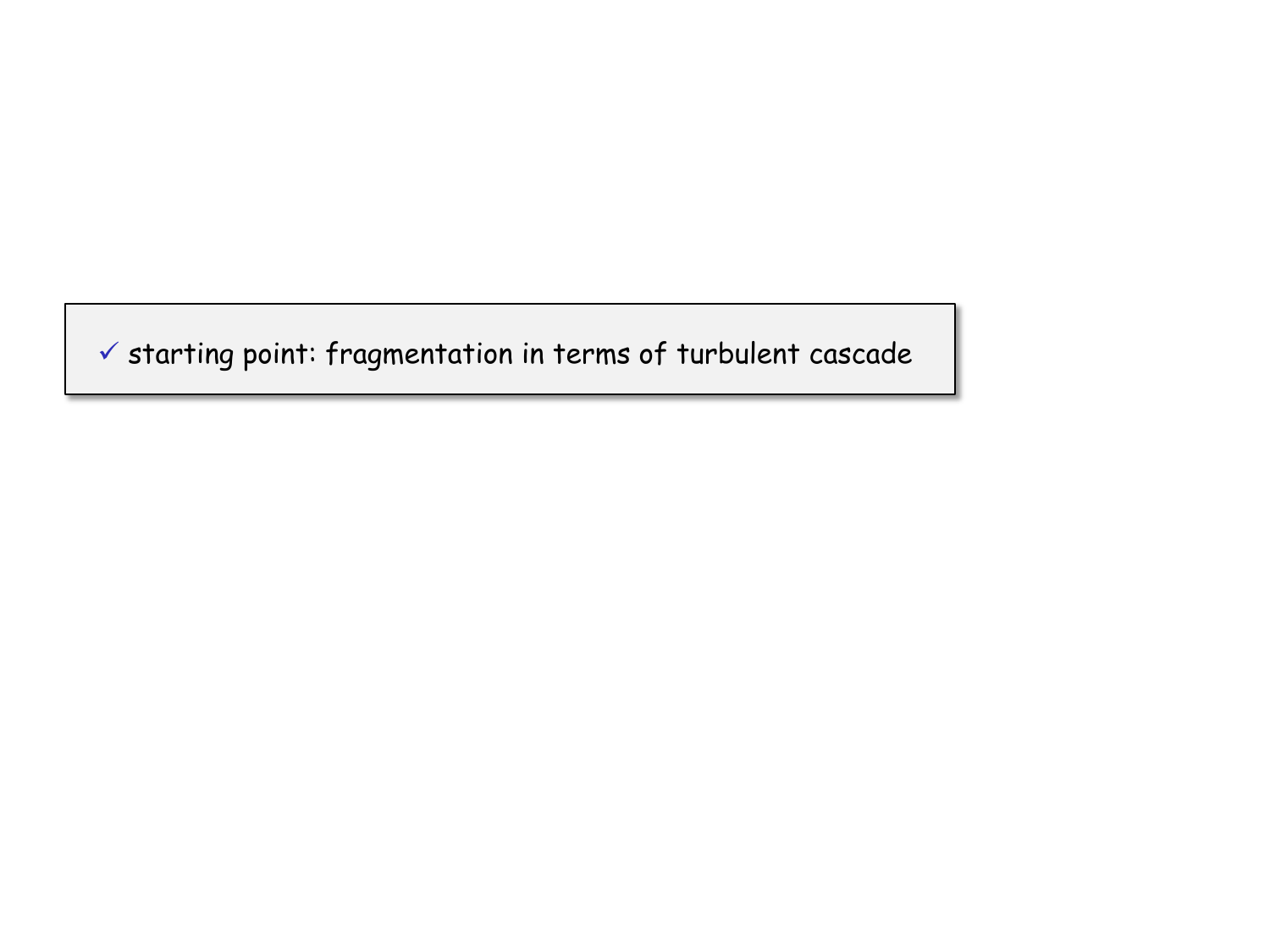✓ starting point: fragmentation in terms of turbulent cascade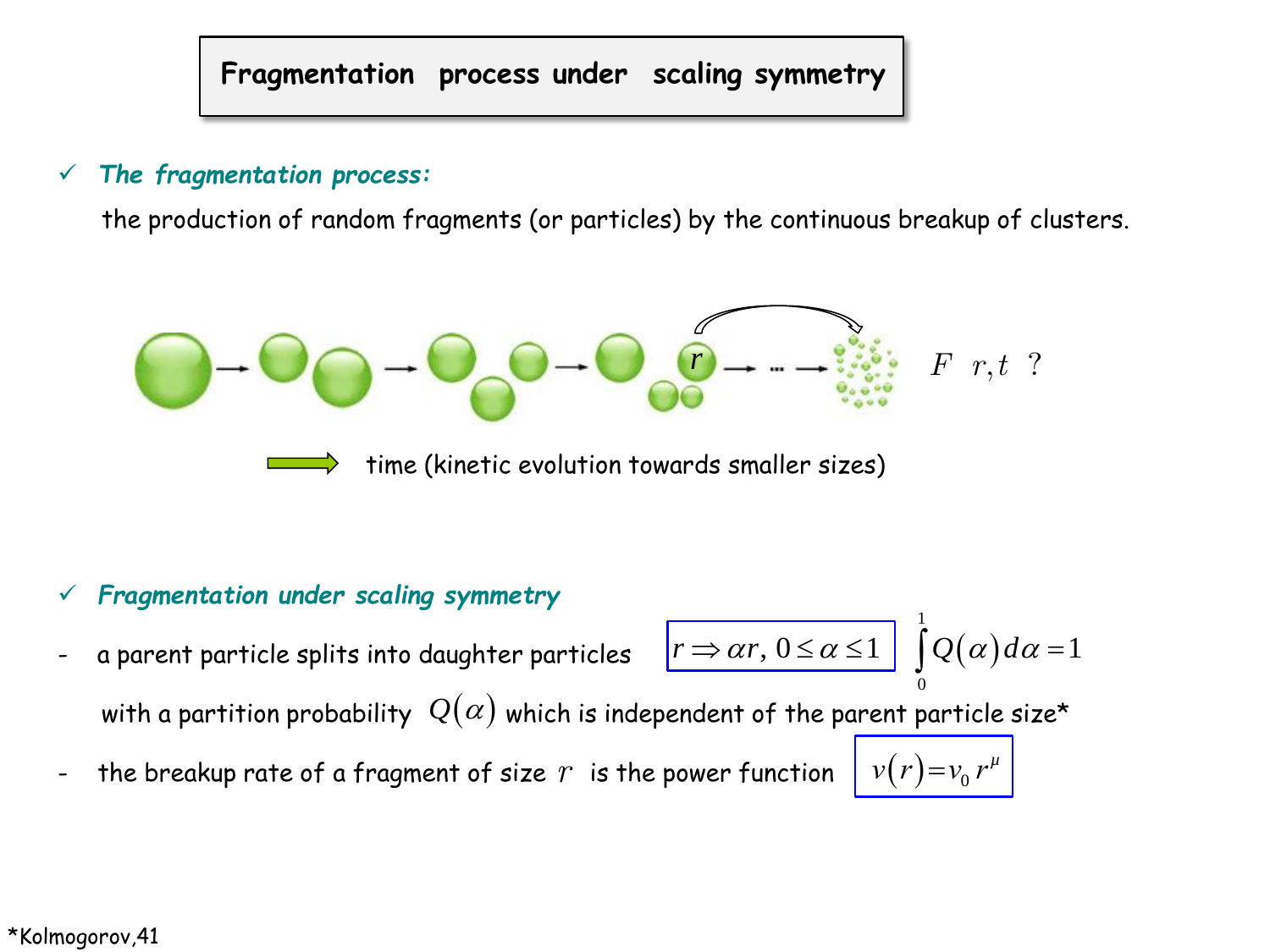# Fragmentation process under scaling symmetry

✓ ***The fragmentation process:***

the production of random fragments (or particles) by the continuous breakup of clusters.

$F(r,t)$ ?

time (kinetic evolution towards smaller sizes)

✓ ***Fragmentation under scaling symmetry***

- a parent particle splits into daughter particles $r \Rightarrow \alpha r,\ 0 \le \alpha \le 1$ $\quad \int_0^1 Q(\alpha)\, d\alpha = 1$

  with a partition probability $Q(\alpha)$ which is independent of the parent particle size*

- the breakup rate of a fragment of size $r$ is the power function $\nu(r) = \nu_0\, r^{\mu}$

*Kolmogorov,41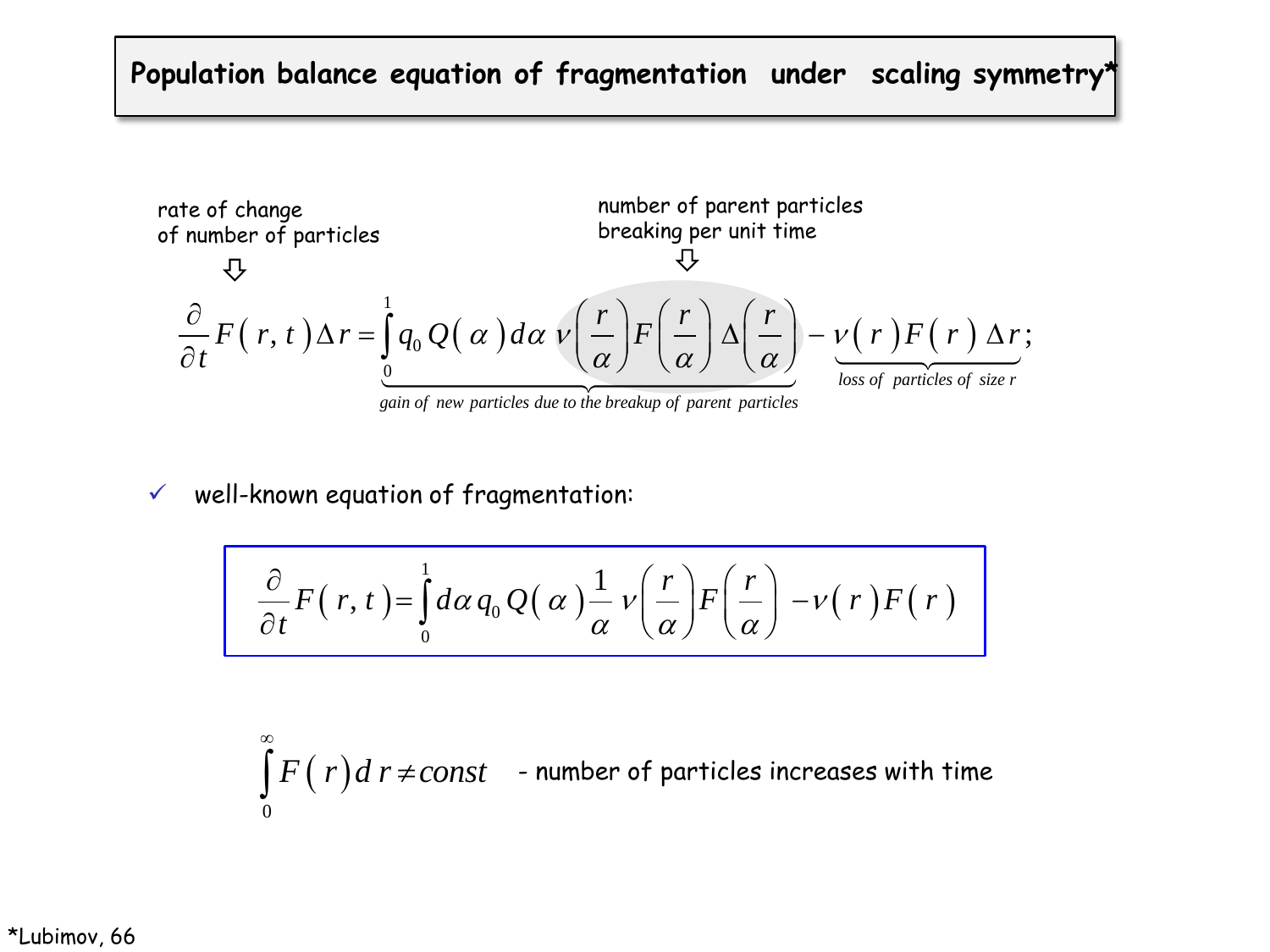# Population balance equation of fragmentation under scaling symmetry*

rate of change of number of particles ⇩ ; number of parent particles breaking per unit time ⇩

$$\frac{\partial}{\partial t}F(r,t)\Delta r = \underbrace{\int_0^1 q_0 Q(\alpha)\,d\alpha\, \nu\left(\frac{r}{\alpha}\right)F\left(\frac{r}{\alpha}\right)\Delta\left(\frac{r}{\alpha}\right)}_{\text{gain of new particles due to the breakup of parent particles}} - \underbrace{\nu(r)F(r)\,\Delta r}_{\text{loss of particles of size } r};$$

- ✓ well-known equation of fragmentation:

$$\frac{\partial}{\partial t}F(r,t) = \int_0^1 d\alpha\, q_0 Q(\alpha)\frac{1}{\alpha}\,\nu\left(\frac{r}{\alpha}\right)F\left(\frac{r}{\alpha}\right) - \nu(r)F(r)$$

$$\int_0^\infty F(r)\,dr \neq const$$ - number of particles increases with time

*Lubimov, 66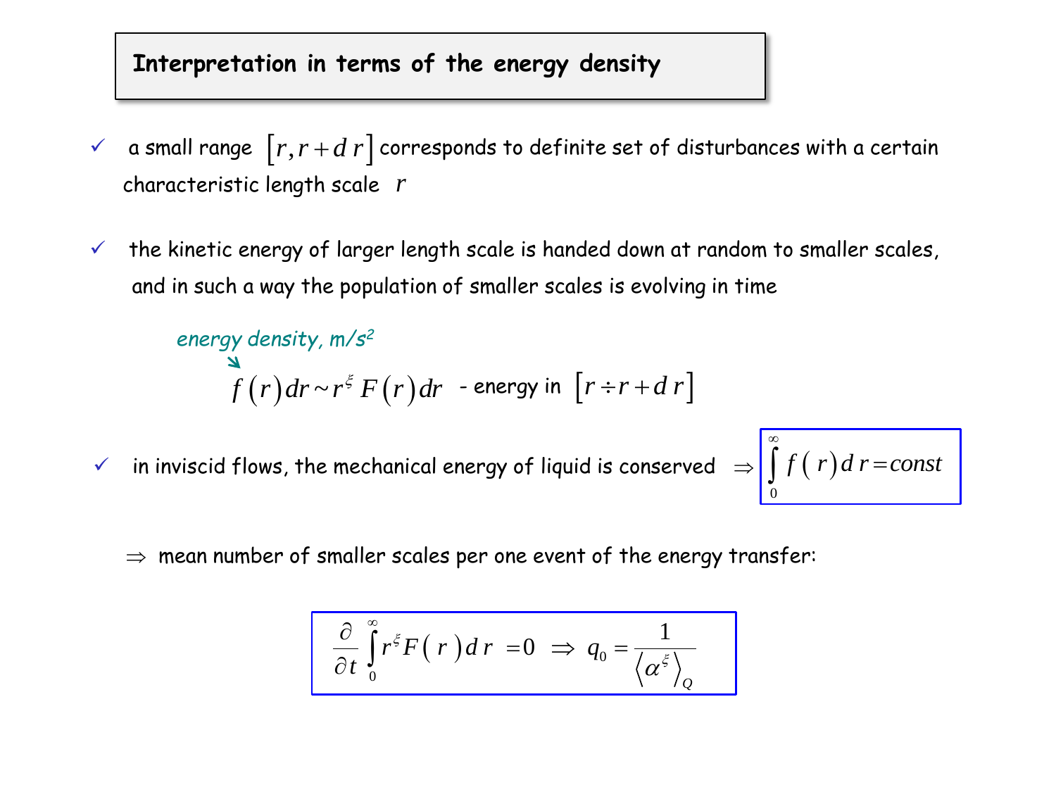## Interpretation in terms of the energy density

- ✓ a small range $\left[r, r + d\,r\right]$ corresponds to definite set of disturbances with a certain characteristic length scale $r$

- ✓ the kinetic energy of larger length scale is handed down at random to smaller scales, and in such a way the population of smaller scales is evolving in time

*energy density, m/s²*

$$f\left(r\right)dr \sim r^{\xi}\,F\left(r\right)dr$$ - energy in $\left[r \div r + d\,r\right]$

- ✓ in inviscid flows, the mechanical energy of liquid is conserved $\Rightarrow$ $\displaystyle\int_0^{\infty} f\left(r\right)d\,r = const$

$\Rightarrow$ mean number of smaller scales per one event of the energy transfer:

$$\frac{\partial}{\partial t}\int_0^{\infty} r^{\xi} F\left(r\right)d\,r = 0 \;\Rightarrow\; q_0 = \frac{1}{\left\langle \alpha^{\xi} \right\rangle_Q}$$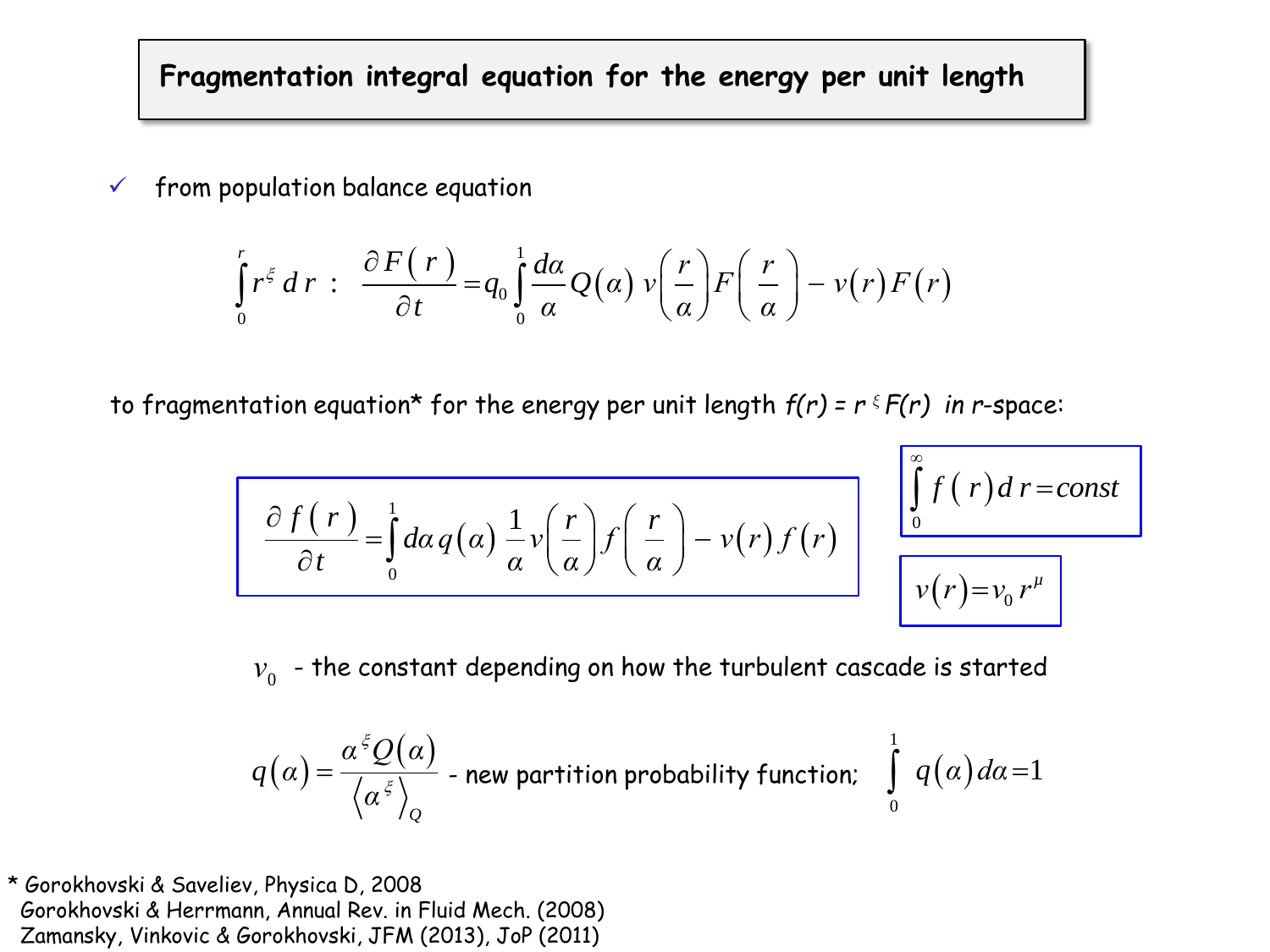## Fragmentation integral equation for the energy per unit length

✓ from population balance equation

$$\int_0^r r^{\xi}\, d\,r \;:\quad \frac{\partial F(r)}{\partial t} = q_0 \int_0^1 \frac{d\alpha}{\alpha} Q(\alpha)\, v\!\left(\frac{r}{\alpha}\right) F\!\left(\frac{r}{\alpha}\right) - v(r) F(r)$$

to fragmentation equation* for the energy per unit length *f(r) = r* $^{\xi}$ *F(r) in r*-space:

$$\frac{\partial f(r)}{\partial t} = \int_0^1 d\alpha\, q(\alpha)\, \frac{1}{\alpha} v\!\left(\frac{r}{\alpha}\right) f\!\left(\frac{r}{\alpha}\right) - v(r) f(r)$$

$$\int_0^{\infty} f(r)\, d\,r = const$$

$$v(r) = v_0\, r^{\mu}$$

$v_0$ - the constant depending on how the turbulent cascade is started

$$q(\alpha) = \frac{\alpha^{\xi} Q(\alpha)}{\left\langle \alpha^{\xi} \right\rangle_Q}$$ - new partition probability function; $\int_0^1 q(\alpha)\, d\alpha = 1$

\* Gorokhovski & Saveliev, Physica D, 2008
Gorokhovski & Herrmann, Annual Rev. in Fluid Mech. (2008)
Zamansky, Vinkovic & Gorokhovski, JFM (2013), JoP (2011)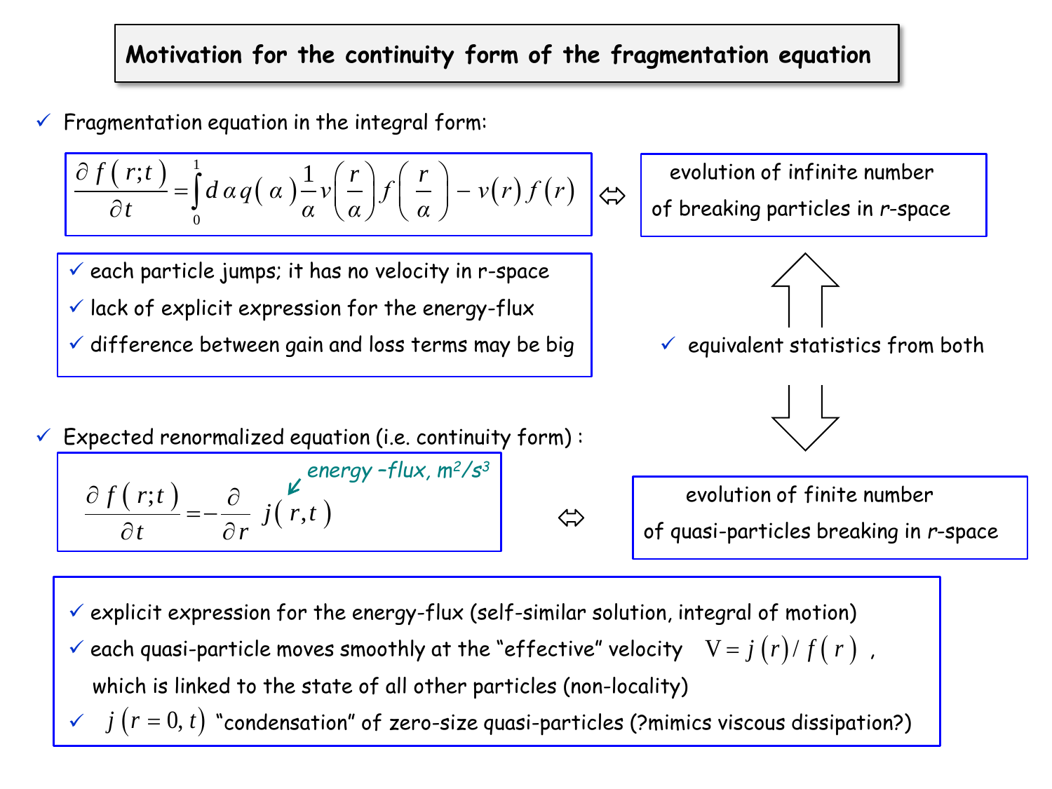# Motivation for the continuity form of the fragmentation equation

- ✓ Fragmentation equation in the integral form:

$$\frac{\partial f(r;t)}{\partial t} = \int_0^1 d\alpha\, q(\alpha) \frac{1}{\alpha} \nu\left(\frac{r}{\alpha}\right) f\left(\frac{r}{\alpha}\right) - \nu(r) f(r)$$

⇔ evolution of infinite number of breaking particles in *r*-space

- ✓ each particle jumps; it has no velocity in r-space
- ✓ lack of explicit expression for the energy-flux
- ✓ difference between gain and loss terms may be big

✓ equivalent statistics from both

- ✓ Expected renormalized equation (i.e. continuity form) :

$$\frac{\partial f(r;t)}{\partial t} = -\frac{\partial}{\partial r} j(r,t)$$

*energy –flux, m²/s³* (for $j(r,t)$)

⇔ evolution of finite number of quasi-particles breaking in *r*-space

- ✓ explicit expression for the energy-flux (self-similar solution, integral of motion)
- ✓ each quasi-particle moves smoothly at the "effective" velocity $\mathrm{V} = j(r)/f(r)$ , which is linked to the state of all other particles (non-locality)
- ✓ $j(r=0,t)$ "condensation" of zero-size quasi-particles (?mimics viscous dissipation?)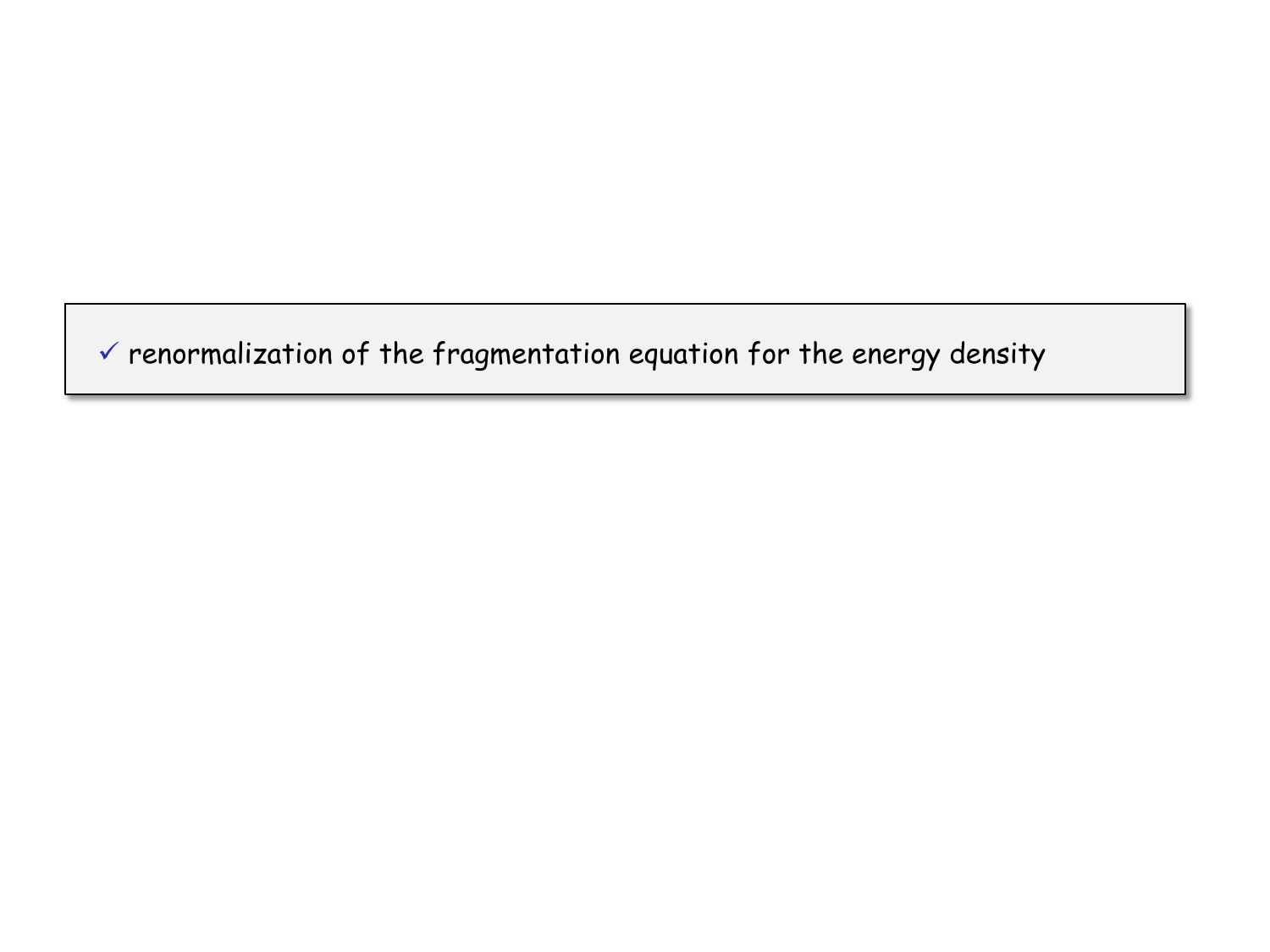✓ renormalization of the fragmentation equation for the energy density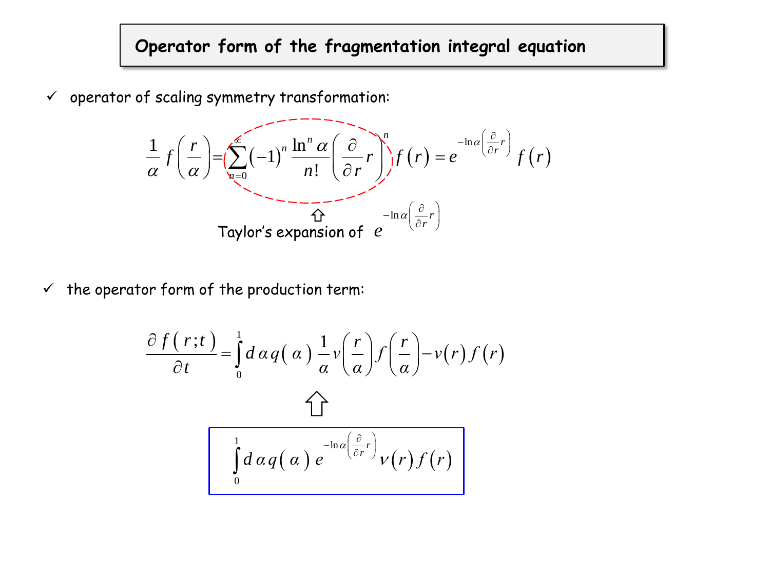# Operator form of the fragmentation integral equation

- operator of scaling symmetry transformation:

$$\frac{1}{\alpha} f\left(\frac{r}{\alpha}\right) = \sum_{n=0}^{\infty} (-1)^n \frac{\ln^n \alpha}{n!} \left(\frac{\partial}{\partial r} r\right)^n f(r) = e^{-\ln\alpha \left(\frac{\partial}{\partial r} r\right)} f(r)$$

Taylor's expansion of $e^{-\ln\alpha \left(\frac{\partial}{\partial r} r\right)}$

- the operator form of the production term:

$$\frac{\partial f(r;t)}{\partial t} = \int_0^1 d\alpha\, q(\alpha)\, \frac{1}{\alpha} \nu\left(\frac{r}{\alpha}\right) f\left(\frac{r}{\alpha}\right) - \nu(r) f(r)$$

$$\int_0^1 d\alpha\, q(\alpha)\, e^{-\ln\alpha \left(\frac{\partial}{\partial r} r\right)} \nu(r) f(r)$$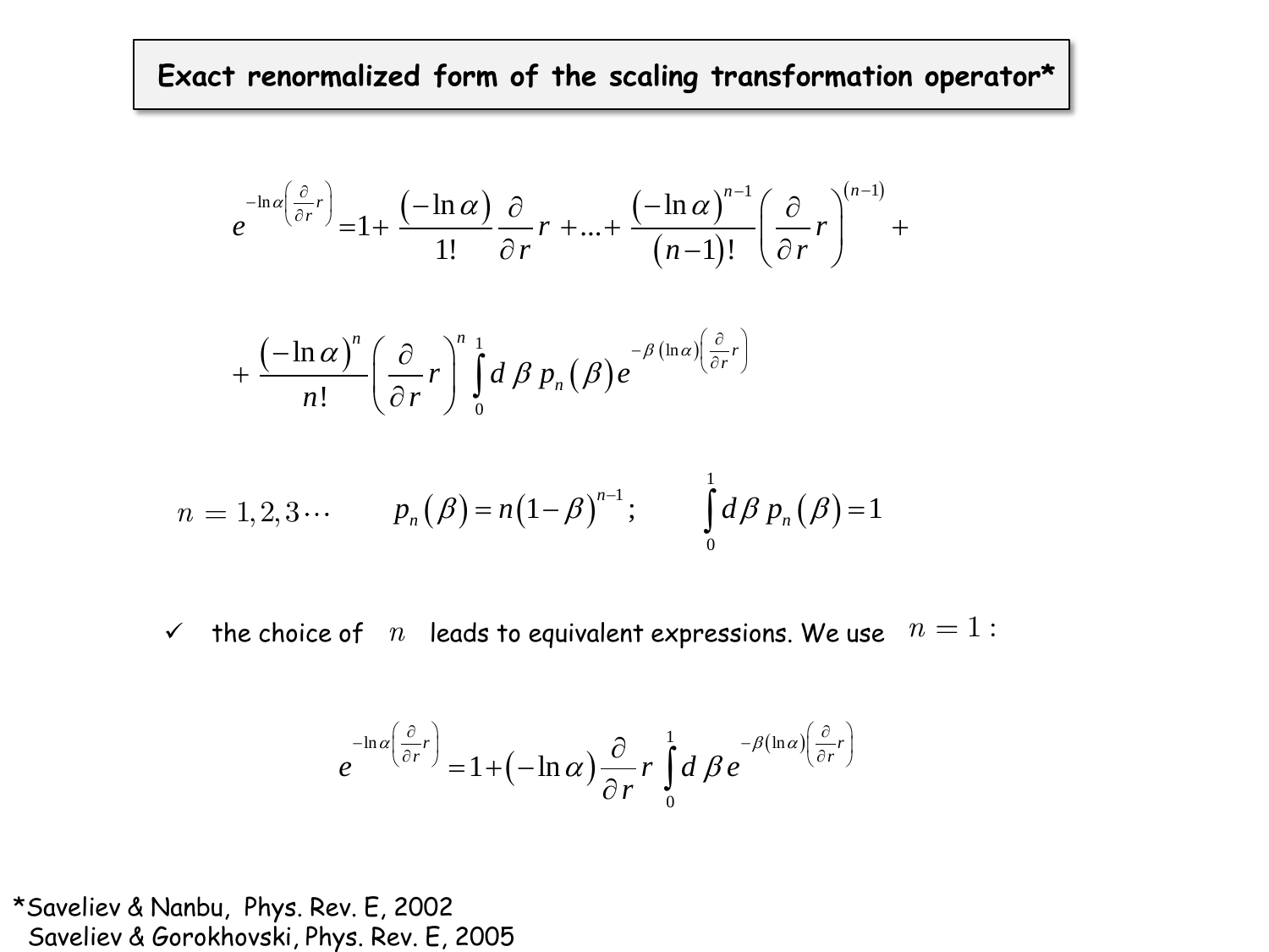# Exact renormalized form of the scaling transformation operator*

$$e^{-\ln\alpha\left(\frac{\partial}{\partial r}r\right)} = 1 + \frac{(-\ln\alpha)}{1!}\frac{\partial}{\partial r}r + \ldots + \frac{(-\ln\alpha)^{n-1}}{(n-1)!}\left(\frac{\partial}{\partial r}r\right)^{(n-1)} +$$

$$+ \frac{(-\ln\alpha)^{n}}{n!}\left(\frac{\partial}{\partial r}r\right)^{n}\int_0^1 d\beta\, p_n(\beta)\, e^{-\beta(\ln\alpha)\left(\frac{\partial}{\partial r}r\right)}$$

$n = 1, 2, 3\cdots \qquad p_n(\beta) = n(1-\beta)^{n-1}; \qquad \int_0^1 d\beta\, p_n(\beta) = 1$

- ✓ the choice of $n$ leads to equivalent expressions. We use $n = 1$ :

$$e^{-\ln\alpha\left(\frac{\partial}{\partial r}r\right)} = 1 + (-\ln\alpha)\frac{\partial}{\partial r}r\int_0^1 d\beta\, e^{-\beta(\ln\alpha)\left(\frac{\partial}{\partial r}r\right)}$$

*Saveliev & Nanbu, Phys. Rev. E, 2002
Saveliev & Gorokhovski, Phys. Rev. E, 2005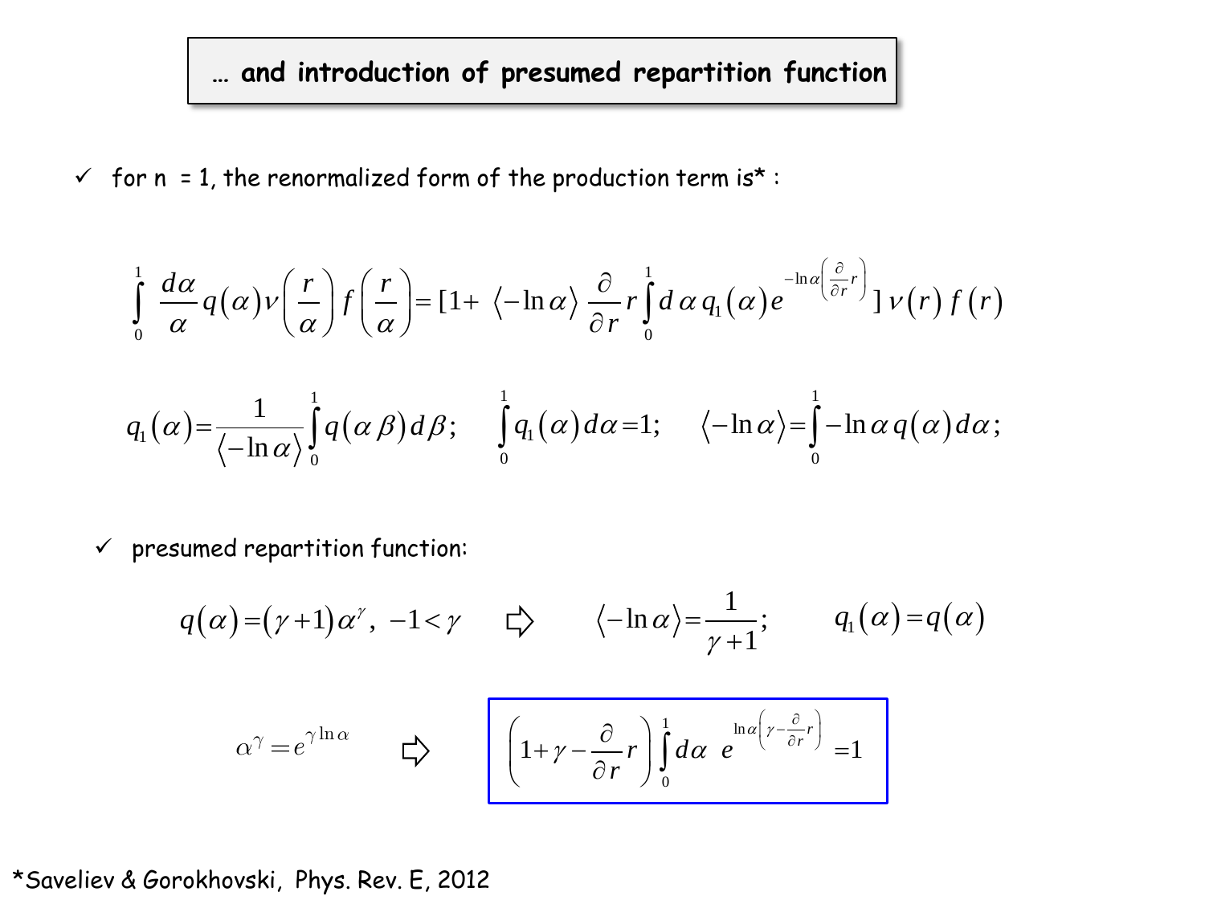## … and introduction of presumed repartition function

- ✓ for n = 1, the renormalized form of the production term is* :

$$\int_0^1 \frac{d\alpha}{\alpha} q(\alpha) \nu\left(\frac{r}{\alpha}\right) f\left(\frac{r}{\alpha}\right) = [1 + \langle -\ln\alpha \rangle \frac{\partial}{\partial r} r \int_0^1 d\alpha \, q_1(\alpha) e^{-\ln\alpha\left(\frac{\partial}{\partial r} r\right)} ] \, \nu(r) \, f(r)$$

$$q_1(\alpha) = \frac{1}{\langle -\ln\alpha \rangle} \int_0^1 q(\alpha\beta) \, d\beta; \quad \int_0^1 q_1(\alpha) \, d\alpha = 1; \quad \langle -\ln\alpha \rangle = \int_0^1 -\ln\alpha \, q(\alpha) \, d\alpha;$$

- ✓ presumed repartition function:

$$q(\alpha) = (\gamma+1)\alpha^{\gamma}, \; -1 < \gamma \quad ⇨ \quad \langle -\ln\alpha \rangle = \frac{1}{\gamma+1}; \qquad q_1(\alpha) = q(\alpha)$$

$$\alpha^{\gamma} = e^{\gamma \ln\alpha} \quad ⇨ \quad \left(1 + \gamma - \frac{\partial}{\partial r} r\right) \int_0^1 d\alpha \;\; e^{\ln\alpha\left(\gamma - \frac{\partial}{\partial r} r\right)} = 1$$

*Saveliev & Gorokhovski, Phys. Rev. E, 2012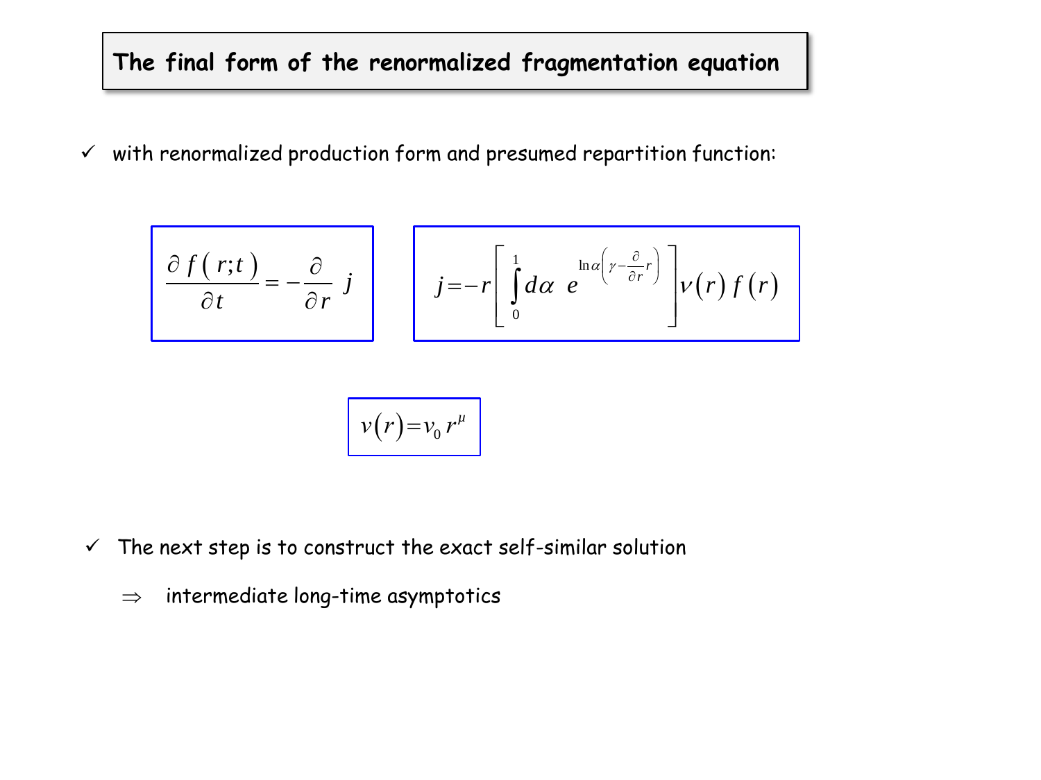# The final form of the renormalized fragmentation equation

- with renormalized production form and presumed repartition function:

$$\frac{\partial f(r;t)}{\partial t} = -\frac{\partial}{\partial r}\, j$$

$$j = -r\left[\int_0^1 d\alpha \;\, e^{\ln\alpha\left(\gamma - \frac{\partial}{\partial r} r\right)}\right] v(r)\, f(r)$$

$$v(r) = v_0\, r^{\mu}$$

- The next step is to construct the exact self-similar solution

  $\Rightarrow$ intermediate long-time asymptotics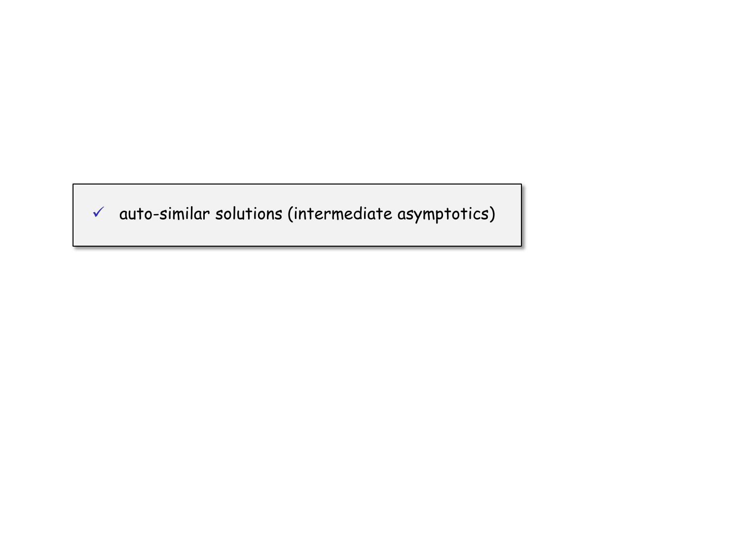- ✓ auto-similar solutions (intermediate asymptotics)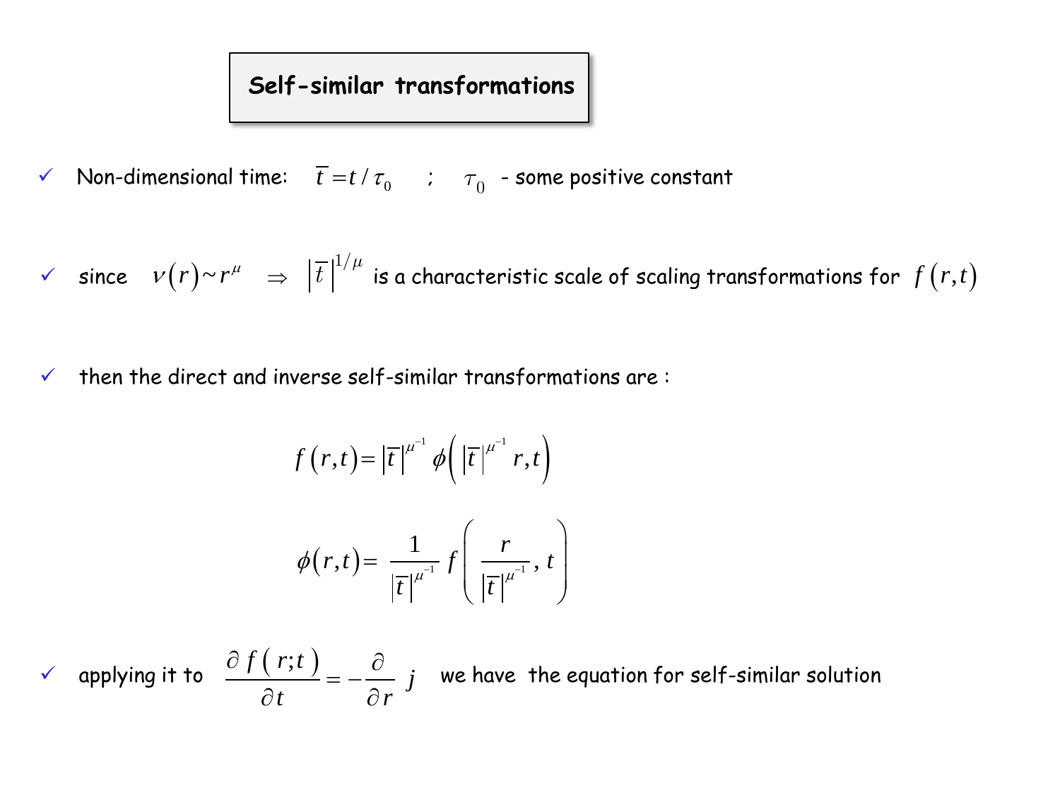# Self-similar transformations

- ✓ Non-dimensional time: $\bar{t} = t / \tau_0$ ; $\tau_0$ - some positive constant

- ✓ since $\nu(r) \sim r^{\mu} \Rightarrow \left|\bar{t}\right|^{1/\mu}$ is a characteristic scale of scaling transformations for $f(r,t)$

- ✓ then the direct and inverse self-similar transformations are :

$$f(r,t) = \left|\bar{t}\right|^{\mu^{-1}} \phi\left( \left|\bar{t}\right|^{\mu^{-1}} r, t \right)$$

$$\phi(r,t) = \frac{1}{\left|\bar{t}\right|^{\mu^{-1}}} f\left( \frac{r}{\left|\bar{t}\right|^{\mu^{-1}}}, t \right)$$

- ✓ applying it to $\dfrac{\partial f(r;t)}{\partial t} = -\dfrac{\partial}{\partial r} j$ we have the equation for self-similar solution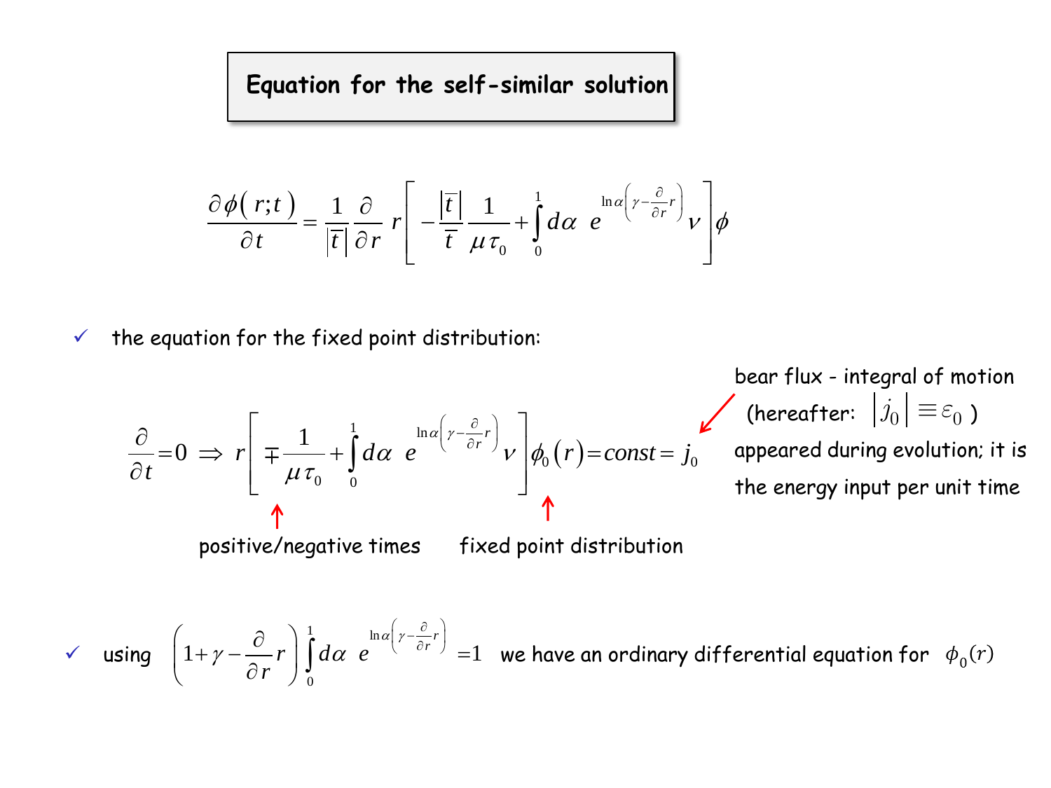# Equation for the self-similar solution

$$\frac{\partial \phi(r;t)}{\partial t} = \frac{1}{|\bar{t}|}\frac{\partial}{\partial r}\, r\left[-\frac{|\bar{t}|}{\bar{t}}\frac{1}{\mu \tau_0} + \int_0^1 d\alpha \;\; e^{\ln\alpha\left(\gamma - \frac{\partial}{\partial r} r\right)} \nu\right]\phi$$

- the equation for the fixed point distribution:

$$\frac{\partial}{\partial t} = 0 \;\Rightarrow\; r\left[\mp\frac{1}{\mu \tau_0} + \int_0^1 d\alpha \;\; e^{\ln\alpha\left(\gamma - \frac{\partial}{\partial r} r\right)} \nu\right]\phi_0(r) = const = j_0$$

positive/negative times — fixed point distribution

bear flux - integral of motion (hereafter: $|j_0| \equiv \varepsilon_0$ ) appeared during evolution; it is the energy input per unit time

- using $\left(1+\gamma - \frac{\partial}{\partial r} r\right)\int_0^1 d\alpha \;\; e^{\ln\alpha\left(\gamma - \frac{\partial}{\partial r} r\right)} = 1$ we have an ordinary differential equation for $\phi_0(r)$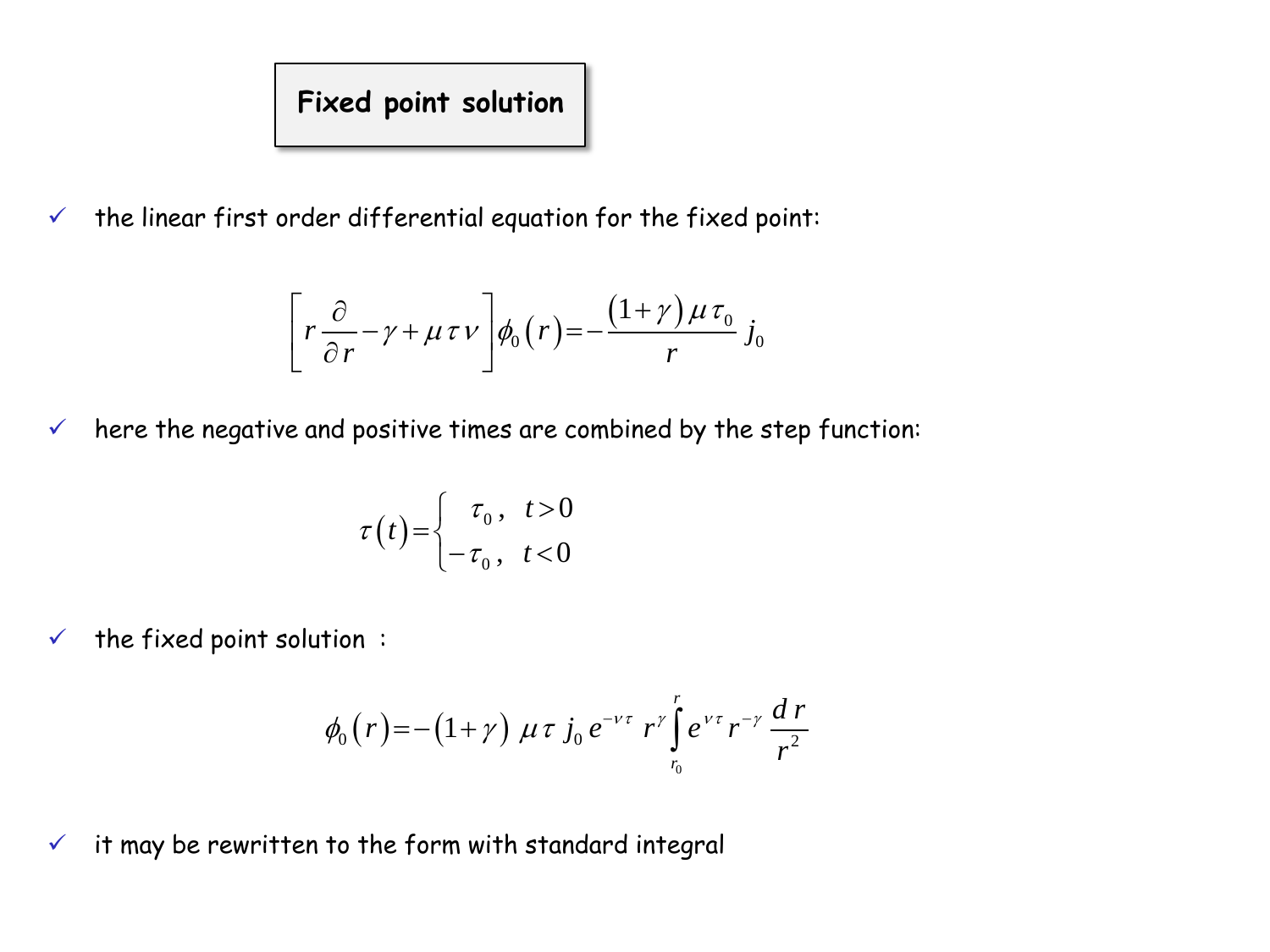# Fixed point solution

- the linear first order differential equation for the fixed point:

$$\left[ r \frac{\partial}{\partial r} - \gamma + \mu \tau \nu \right] \phi_0(r) = -\frac{(1+\gamma)\,\mu \tau_0}{r}\, j_0$$

- here the negative and positive times are combined by the step function:

$$\tau(t) = \begin{cases} \tau_0\,, & t > 0 \\ -\tau_0\,, & t < 0 \end{cases}$$

- the fixed point solution :

$$\phi_0(r) = -(1+\gamma)\;\mu \tau\; j_0\, e^{-\nu \tau}\; r^{\gamma} \int_{r_0}^{r} e^{\nu \tau}\, r^{-\gamma}\, \frac{dr}{r^2}$$

- it may be rewritten to the form with standard integral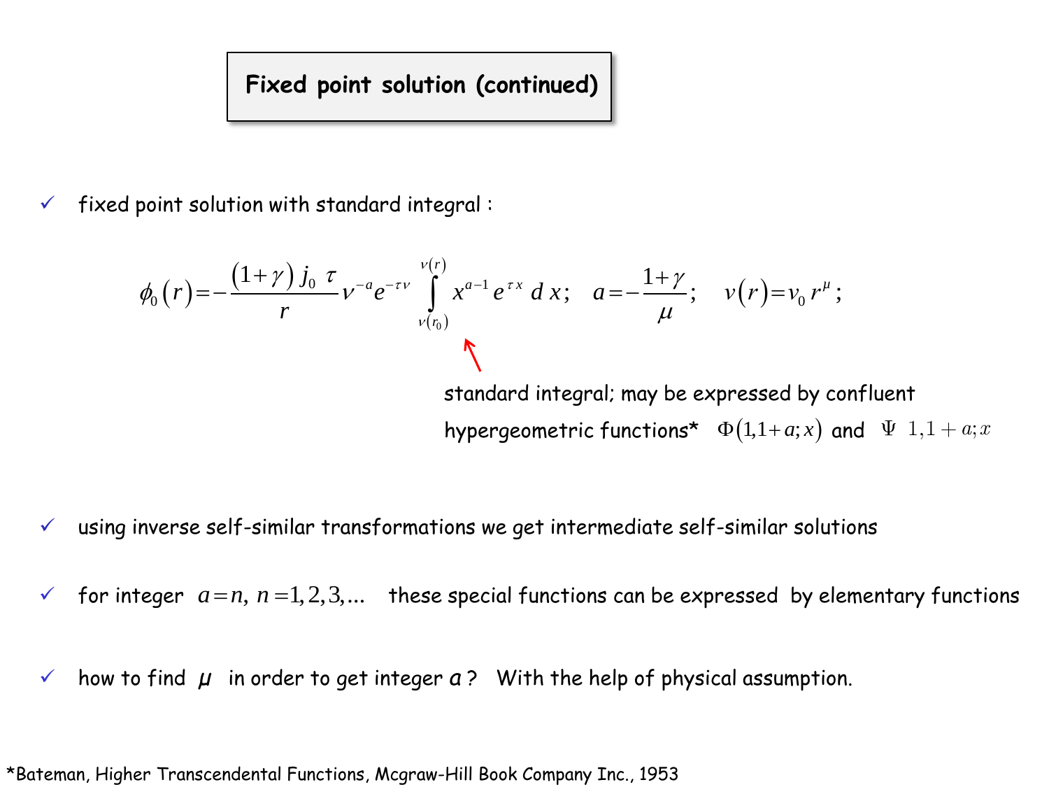# Fixed point solution (continued)

- ✓ fixed point solution with standard integral :

$$\phi_0(r) = -\frac{(1+\gamma)\, j_0\, \tau}{r} \nu^{-a} e^{-\tau \nu} \int_{\nu(r_0)}^{\nu(r)} x^{a-1} e^{\tau x}\, dx; \quad a = -\frac{1+\gamma}{\mu}; \quad \nu(r) = \nu_0\, r^{\mu};$$

standard integral; may be expressed by confluent hypergeometric functions* $\Phi(1, 1+a; x)$ and $\Psi\ 1, 1+a; x$

- ✓ using inverse self-similar transformations we get intermediate self-similar solutions

- ✓ for integer $a = n,\ n = 1, 2, 3, ...$ these special functions can be expressed by elementary functions

- ✓ how to find $\mu$ in order to get integer $a$ ? With the help of physical assumption.

*Bateman, Higher Transcendental Functions, Mcgraw-Hill Book Company Inc., 1953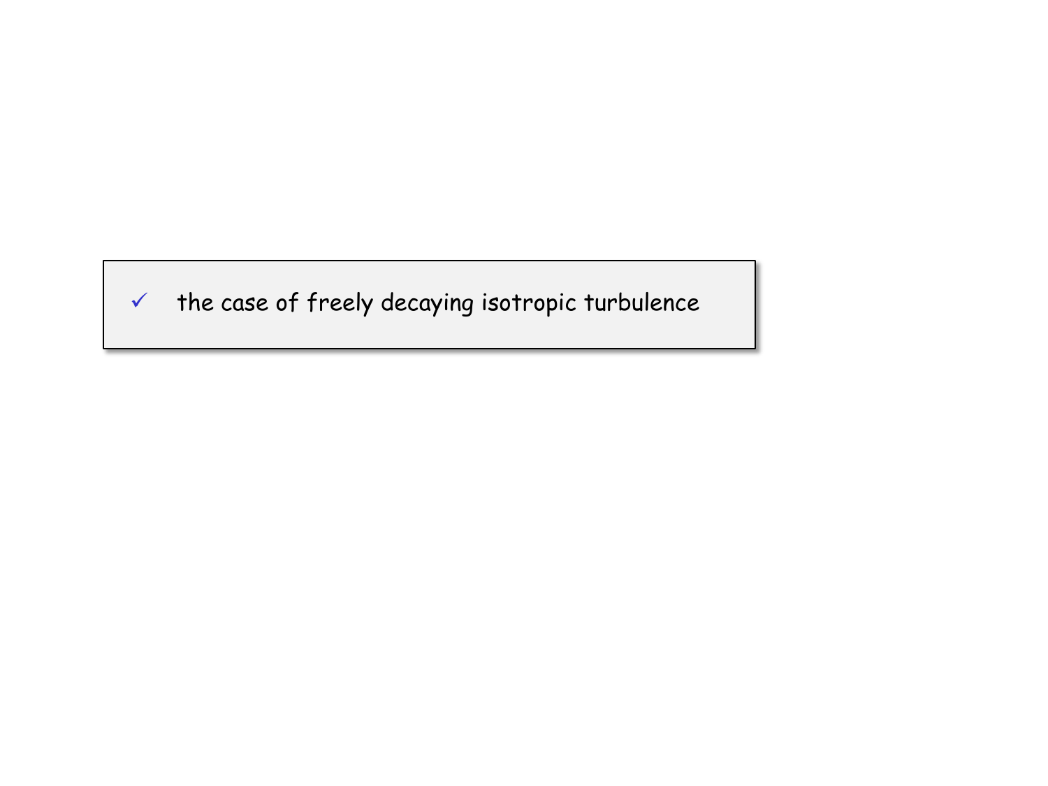- ✓ the case of freely decaying isotropic turbulence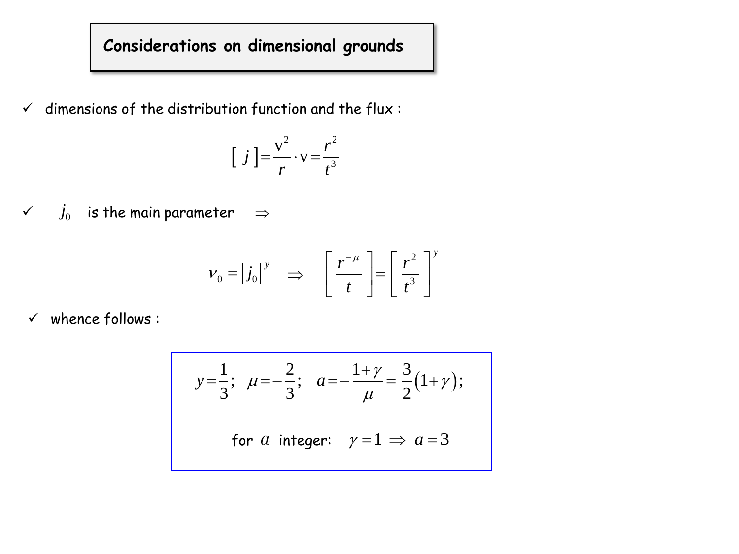# Considerations on dimensional grounds

- ✓ dimensions of the distribution function and the flux :

$$[\, j \,] = \frac{\mathrm{v}^2}{r} \cdot \mathrm{v} = \frac{r^2}{t^3}$$

- ✓ $j_0$ is the main parameter $\Rightarrow$

$$\nu_0 = |j_0|^y \quad \Rightarrow \quad \left[ \frac{r^{-\mu}}{t} \right] = \left[ \frac{r^2}{t^3} \right]^y$$

- ✓ whence follows :

$$y = \frac{1}{3}; \quad \mu = -\frac{2}{3}; \quad a = -\frac{1+\gamma}{\mu} = \frac{3}{2}(1+\gamma);$$

for $a$ integer: $\gamma = 1 \Rightarrow a = 3$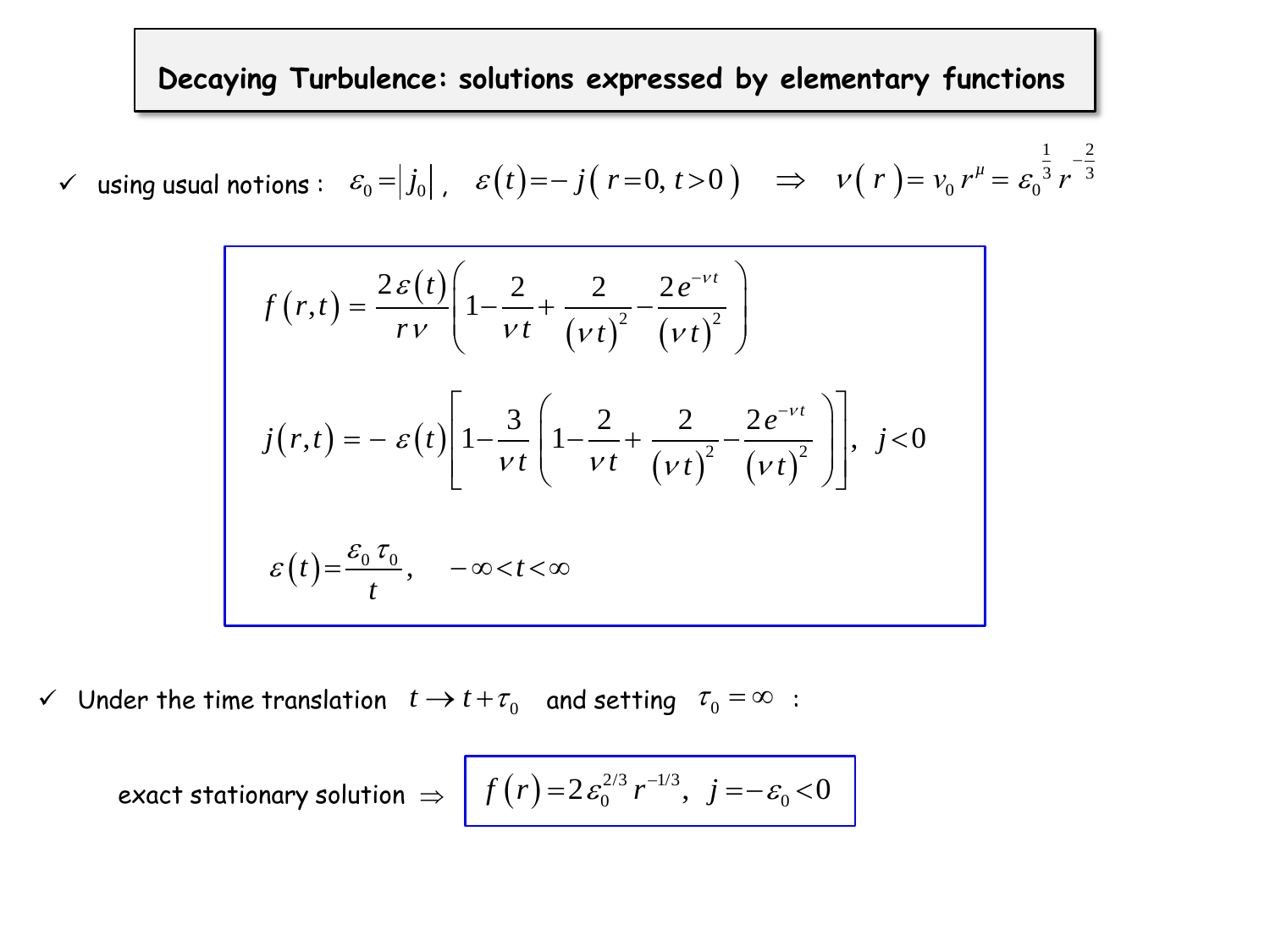# Decaying Turbulence: solutions expressed by elementary functions

- using usual notions : $\varepsilon_0 = |j_0|$ , $\varepsilon(t) = -j(r=0, t>0) \quad \Rightarrow \quad \nu(r) = \nu_0 r^{\mu} = \varepsilon_0^{\frac{1}{3}} r^{-\frac{2}{3}}$

$$f(r,t) = \frac{2\varepsilon(t)}{r\nu}\left(1 - \frac{2}{\nu t} + \frac{2}{(\nu t)^2} - \frac{2e^{-\nu t}}{(\nu t)^2}\right)$$

$$j(r,t) = -\varepsilon(t)\left[1 - \frac{3}{\nu t}\left(1 - \frac{2}{\nu t} + \frac{2}{(\nu t)^2} - \frac{2e^{-\nu t}}{(\nu t)^2}\right)\right], \quad j<0$$

$$\varepsilon(t) = \frac{\varepsilon_0 \tau_0}{t}, \quad -\infty < t < \infty$$

- Under the time translation $t \rightarrow t + \tau_0$ and setting $\tau_0 = \infty$ :

exact stationary solution $\Rightarrow$

$$f(r) = 2\varepsilon_0^{2/3} r^{-1/3}, \quad j = -\varepsilon_0 < 0$$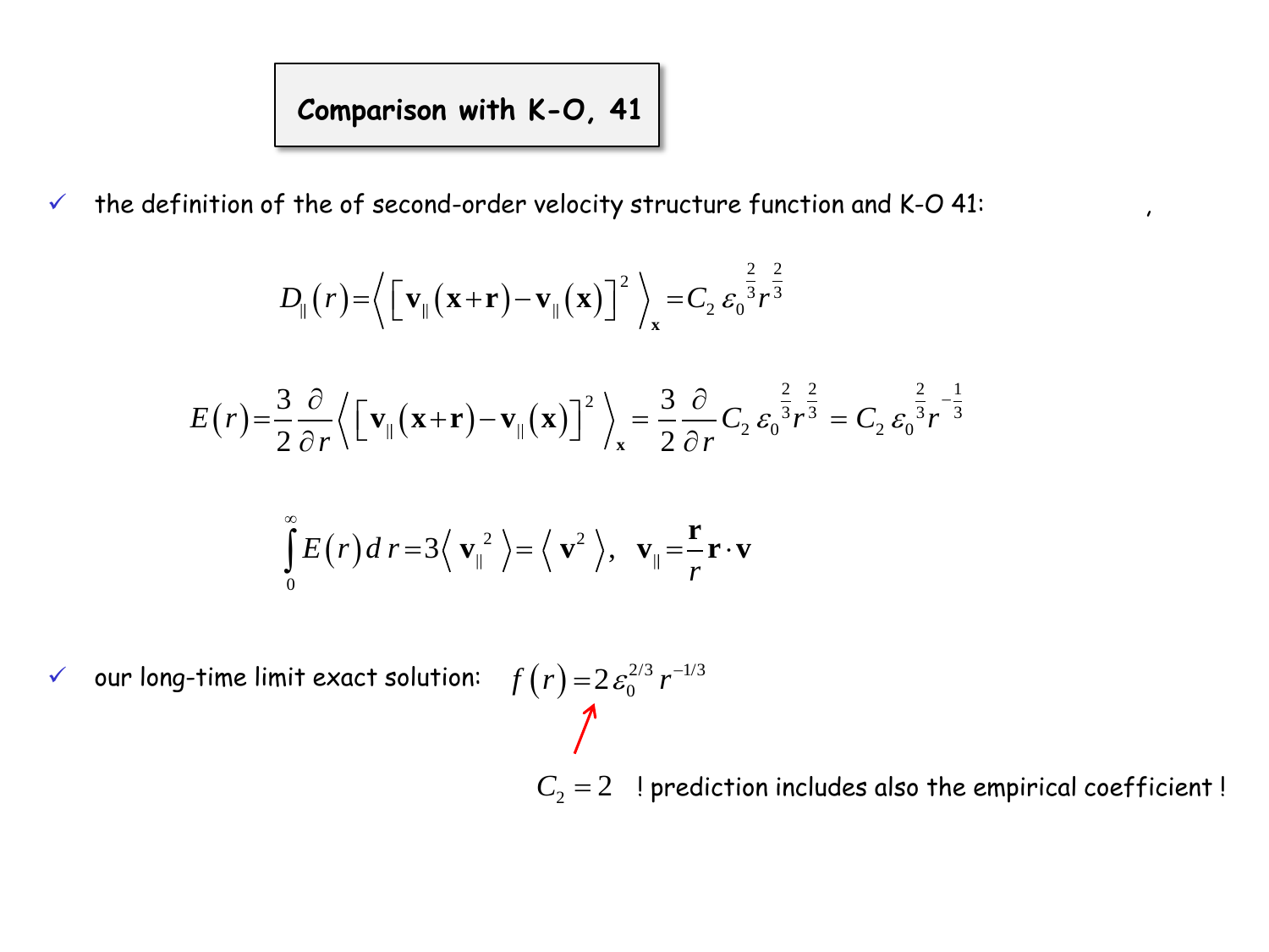# Comparison with K-O, 41

- ✓ the definition of the of second-order velocity structure function and K-O 41: ,

$$D_{\parallel}(r)=\left\langle \left[ \mathbf{v}_{\parallel}(\mathbf{x}+\mathbf{r})-\mathbf{v}_{\parallel}(\mathbf{x}) \right]^2 \right\rangle_{\mathbf{x}} = C_2\, \varepsilon_0^{\frac{2}{3}} r^{\frac{2}{3}}$$

$$E(r)=\frac{3}{2}\frac{\partial}{\partial r}\left\langle \left[ \mathbf{v}_{\parallel}(\mathbf{x}+\mathbf{r})-\mathbf{v}_{\parallel}(\mathbf{x}) \right]^2 \right\rangle_{\mathbf{x}} = \frac{3}{2}\frac{\partial}{\partial r} C_2\, \varepsilon_0^{\frac{2}{3}} r^{\frac{2}{3}} = C_2\, \varepsilon_0^{\frac{2}{3}} r^{-\frac{1}{3}}$$

$$\int_0^{\infty} E(r)\, dr = 3\left\langle \mathbf{v}_{\parallel}^{\,2} \right\rangle = \left\langle \mathbf{v}^2 \right\rangle, \quad \mathbf{v}_{\parallel} = \frac{\mathbf{r}}{r}\mathbf{r}\cdot\mathbf{v}$$

- ✓ our long-time limit exact solution: $f(r) = 2\,\varepsilon_0^{2/3}\, r^{-1/3}$

$C_2 = 2$ ! prediction includes also the empirical coefficient !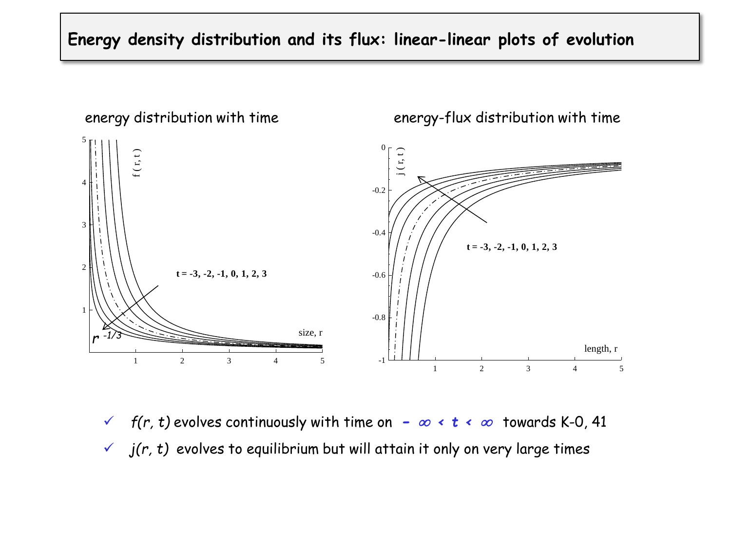## Energy density distribution and its flux: linear-linear plots of evolution

energy distribution with time

$f(r, t)$

$t = -3, -2, -1, 0, 1, 2, 3$

$r^{-1/3}$

size, r

energy-flux distribution with time

$j(r, t)$

$t = -3, -2, -1, 0, 1, 2, 3$

length, r

- ✓ $f(r, t)$ evolves continuously with time on $-\infty < t < \infty$ towards K-0, 41
- ✓ $j(r, t)$ evolves to equilibrium but will attain it only on very large times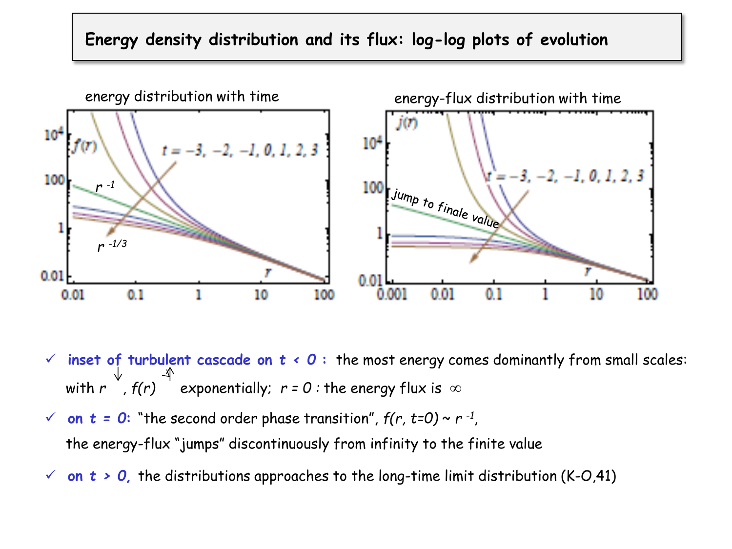## Energy density distribution and its flux: log-log plots of evolution

energy distribution with time

energy-flux distribution with time

- **inset of turbulent cascade on $t < 0$ :** the most energy comes dominantly from small scales: with $r\downarrow$, $f(r)\uparrow$ exponentially; $r = 0$ : the energy flux is $\infty$
- **on $t = 0$:** "the second order phase transition", $f(r, t=0) \sim r^{-1}$, the energy-flux "jumps" discontinuously from infinity to the finite value
- **on $t > 0$,** the distributions approaches to the long-time limit distribution (K-O,41)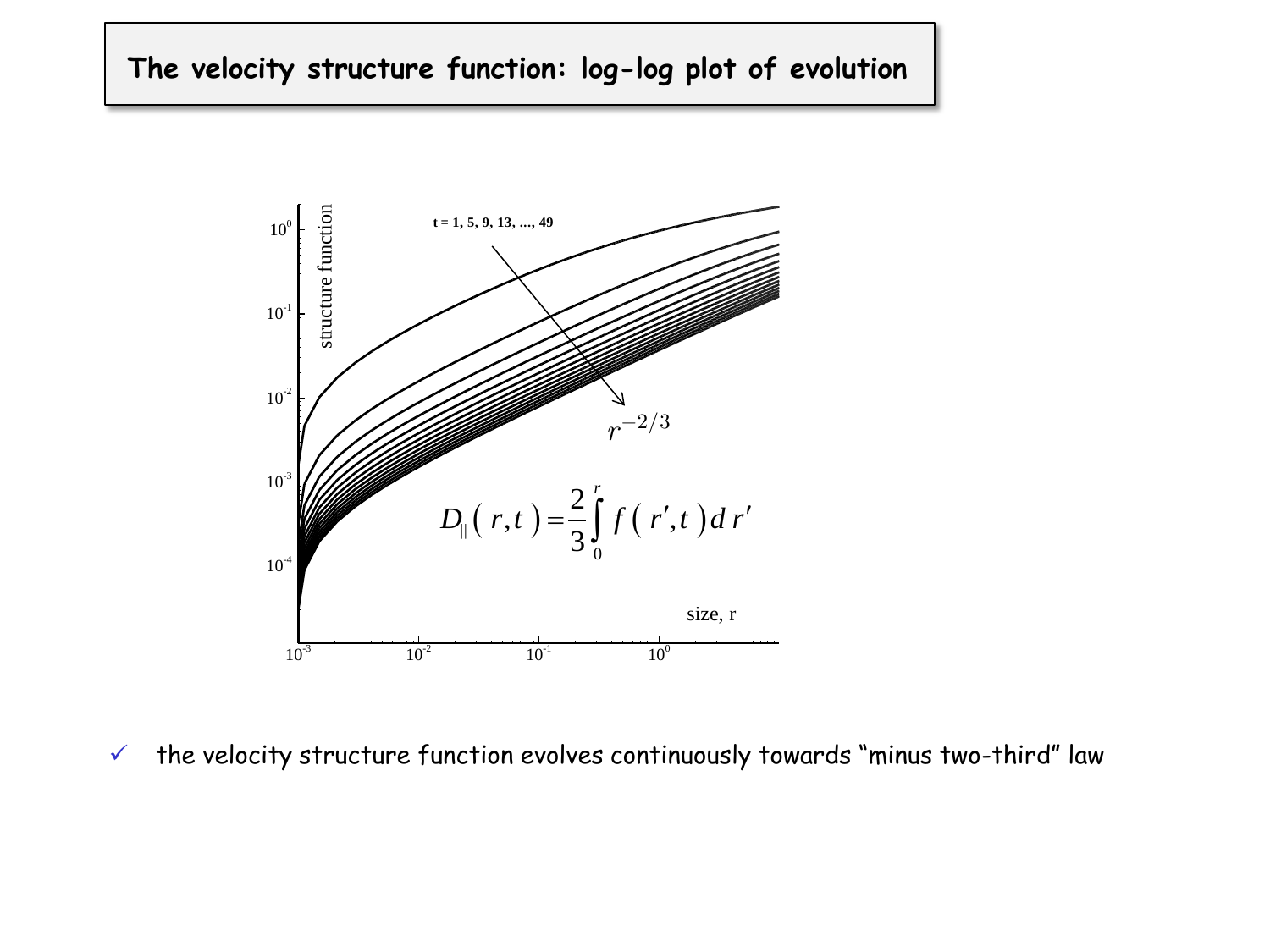# The velocity structure function: log-log plot of evolution

$$D_{\parallel}(r,t) = \frac{2}{3}\int_0^r f(r',t)\,dr'$$

- ✓ the velocity structure function evolves continuously towards "minus two-third" law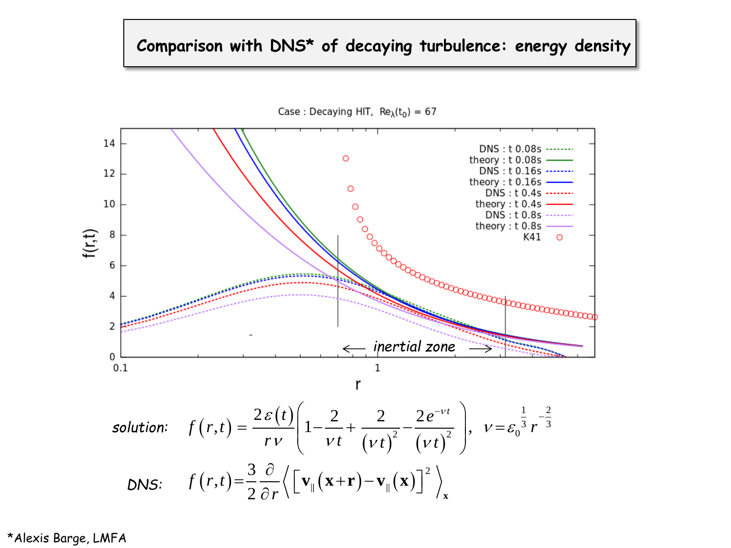# Comparison with DNS* of decaying turbulence: energy density

Case : Decaying HIT, $Re_\lambda(t_0) = 67$

| | |
|---|---|
| DNS : t 0.08s | theory : t 0.08s |
| DNS : t 0.16s | theory : t 0.16s |
| DNS : t 0.4s | theory : t 0.4s |
| DNS : t 0.8s | theory : t 0.8s |
| K41 | |

$f(r,t)$ vs $r$ — *inertial zone*

*solution:*

$$f\left(r,t\right) = \frac{2\varepsilon\left(t\right)}{r\nu}\left(1 - \frac{2}{\nu t} + \frac{2}{\left(\nu t\right)^2} - \frac{2e^{-\nu t}}{\left(\nu t\right)^2}\right), \quad \nu = \varepsilon_0^{\frac{1}{3}} r^{-\frac{2}{3}}$$

*DNS:*

$$f\left(r,t\right) = \frac{3}{2}\frac{\partial}{\partial r}\left\langle \left[\mathbf{v}_\parallel\left(\mathbf{x}+\mathbf{r}\right) - \mathbf{v}_\parallel\left(\mathbf{x}\right)\right]^2 \right\rangle_{\mathbf{x}}$$

*Alexis Barge, LMFA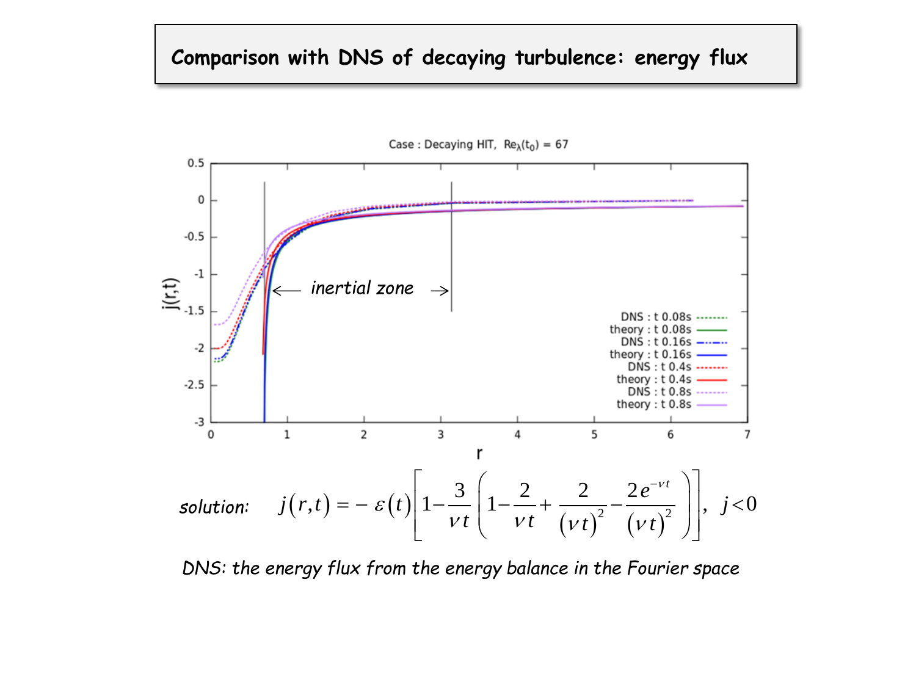# Comparison with DNS of decaying turbulence: energy flux

*solution:* $$j(r,t) = -\,\varepsilon(t)\left[1 - \frac{3}{\nu t}\left(1 - \frac{2}{\nu t} + \frac{2}{(\nu t)^2} - \frac{2e^{-\nu t}}{(\nu t)^2}\right)\right], \quad j<0$$

*DNS: the energy flux from the energy balance in the Fourier space*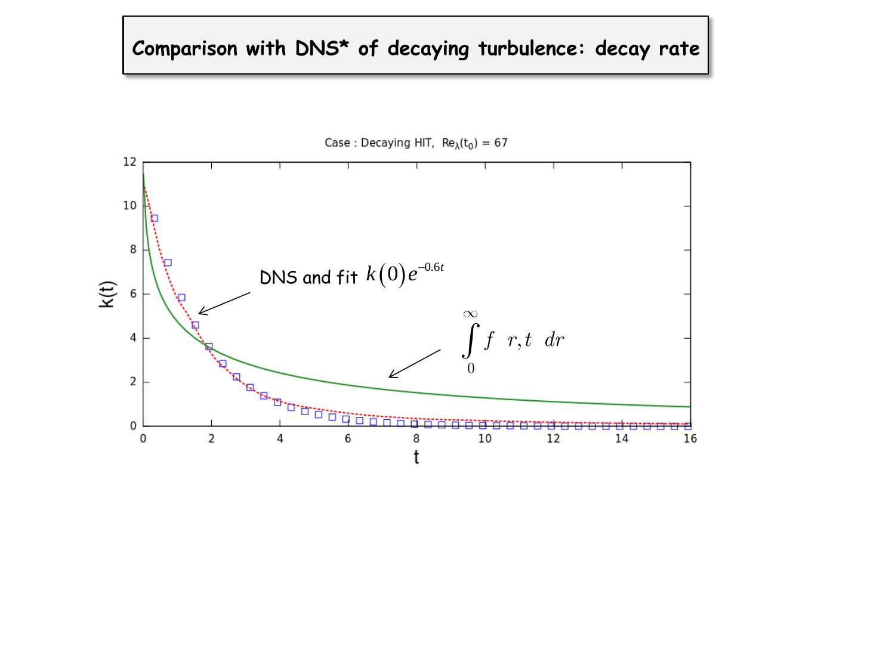# Comparison with DNS* of decaying turbulence: decay rate

Case : Decaying HIT, $Re_\lambda(t_0) = 67$

DNS and fit $k(0)e^{-0.6t}$

$$\int_0^\infty f\ \ r,t\ \ dr$$

k(t)

t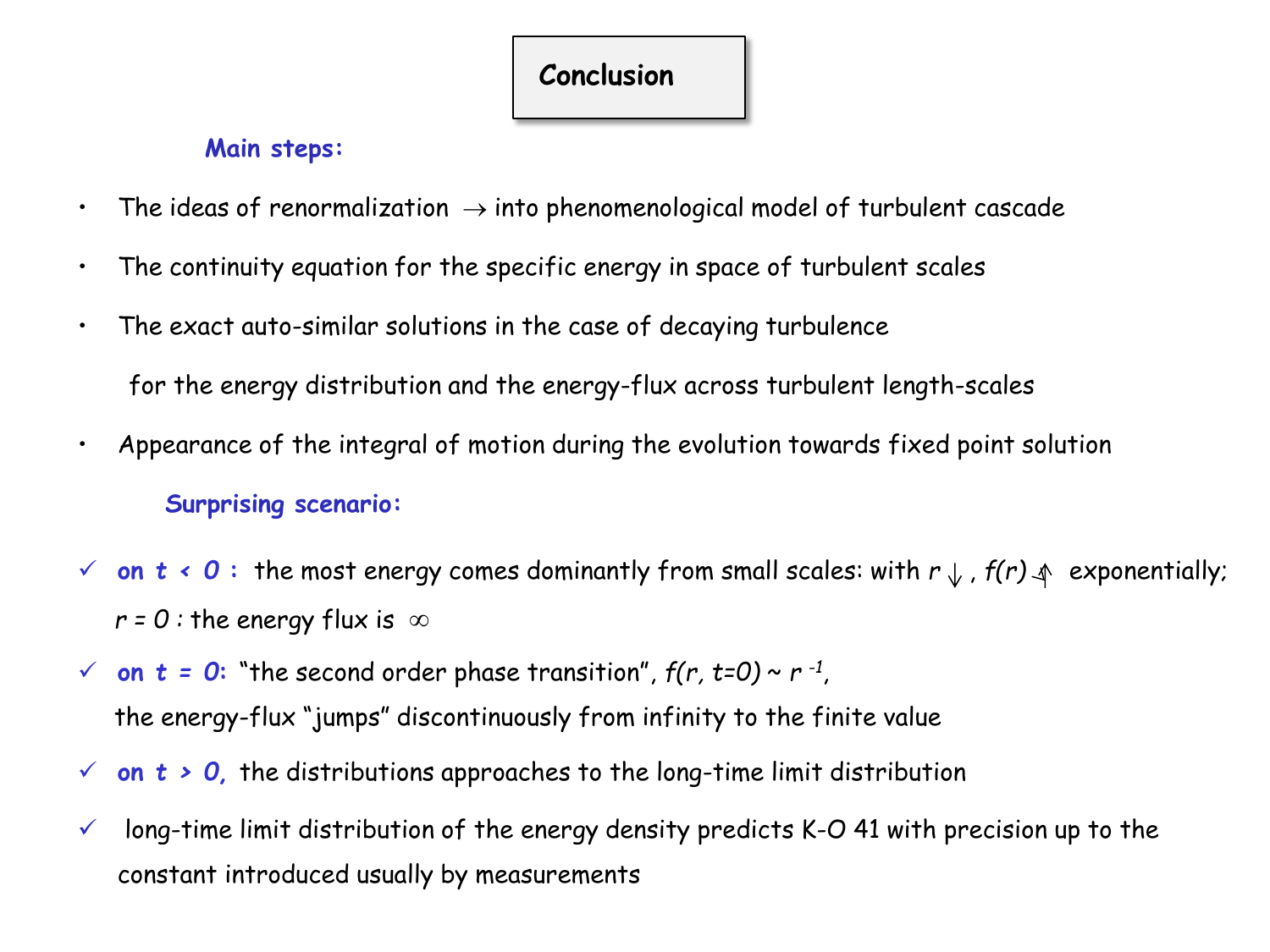# Conclusion

**Main steps:**

- The ideas of renormalization $\rightarrow$ into phenomenological model of turbulent cascade
- The continuity equation for the specific energy in space of turbulent scales
- The exact auto-similar solutions in the case of decaying turbulence

  for the energy distribution and the energy-flux across turbulent length-scales
- Appearance of the integral of motion during the evolution towards fixed point solution

**Surprising scenario:**

✓ **on $t < 0$ :** the most energy comes dominantly from small scales: with $r \downarrow$ , $f(r) \Uparrow$ exponentially; $r = 0$ : the energy flux is $\infty$

✓ **on $t = 0$:** "the second order phase transition", $f(r, t=0) \sim r^{-1}$, the energy-flux "jumps" discontinuously from infinity to the finite value

✓ **on $t > 0$,** the distributions approaches to the long-time limit distribution

✓ long-time limit distribution of the energy density predicts K-O 41 with precision up to the constant introduced usually by measurements